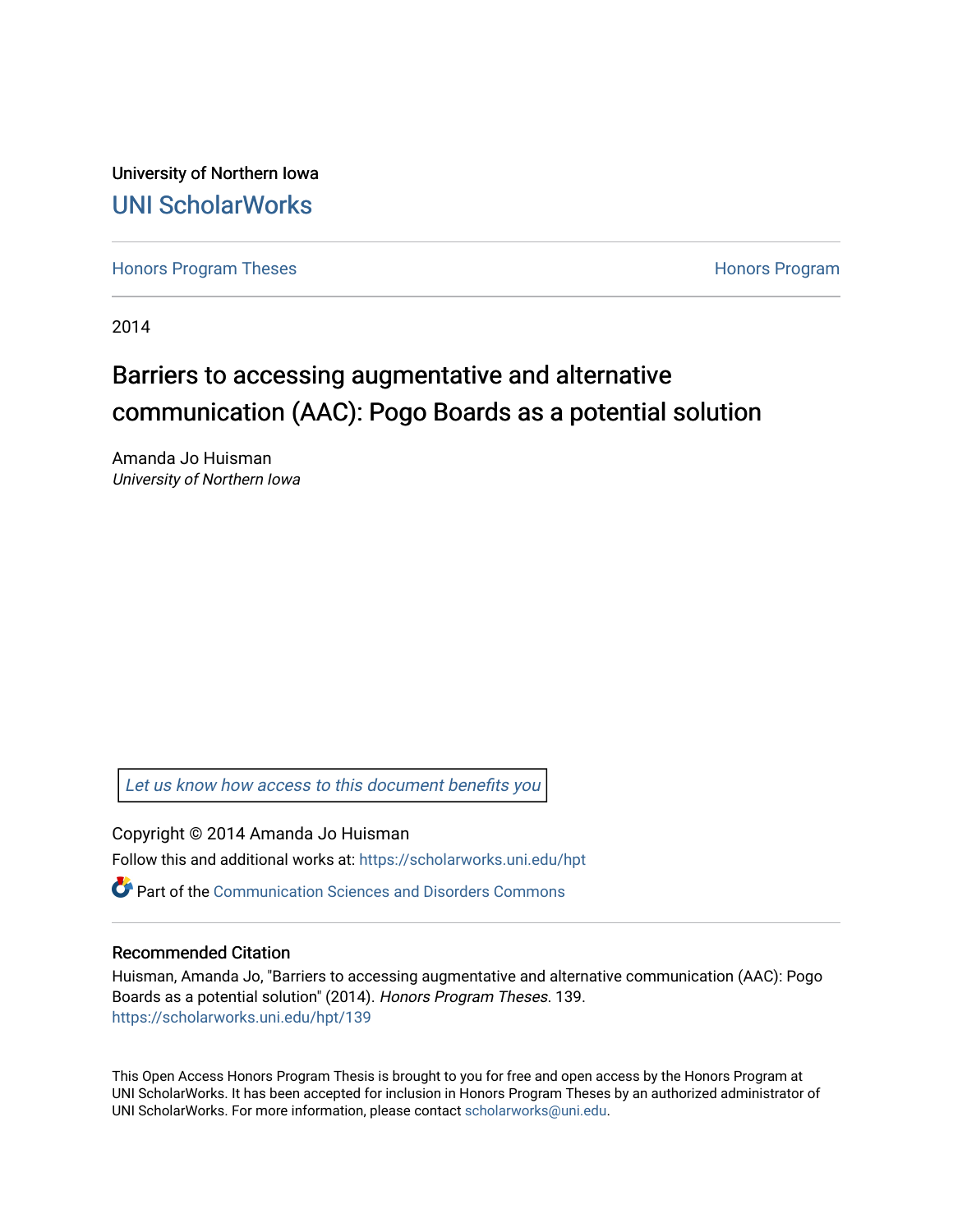University of Northern Iowa

UNI ScholarWorks

Honors Program Theses

Honors Program

2014

# Barriers to accessing augmentative and alternative communication (AAC): Pogo Boards as a potential solution

Amanda Jo Huisman
*University of Northern Iowa*

*Let us know how access to this document benefits you*

Copyright © 2014 Amanda Jo Huisman

Follow this and additional works at: https://scholarworks.uni.edu/hpt

Part of the Communication Sciences and Disorders Commons

## Recommended Citation

Huisman, Amanda Jo, "Barriers to accessing augmentative and alternative communication (AAC): Pogo Boards as a potential solution" (2014). *Honors Program Theses*. 139.
https://scholarworks.uni.edu/hpt/139

This Open Access Honors Program Thesis is brought to you for free and open access by the Honors Program at UNI ScholarWorks. It has been accepted for inclusion in Honors Program Theses by an authorized administrator of UNI ScholarWorks. For more information, please contact scholarworks@uni.edu.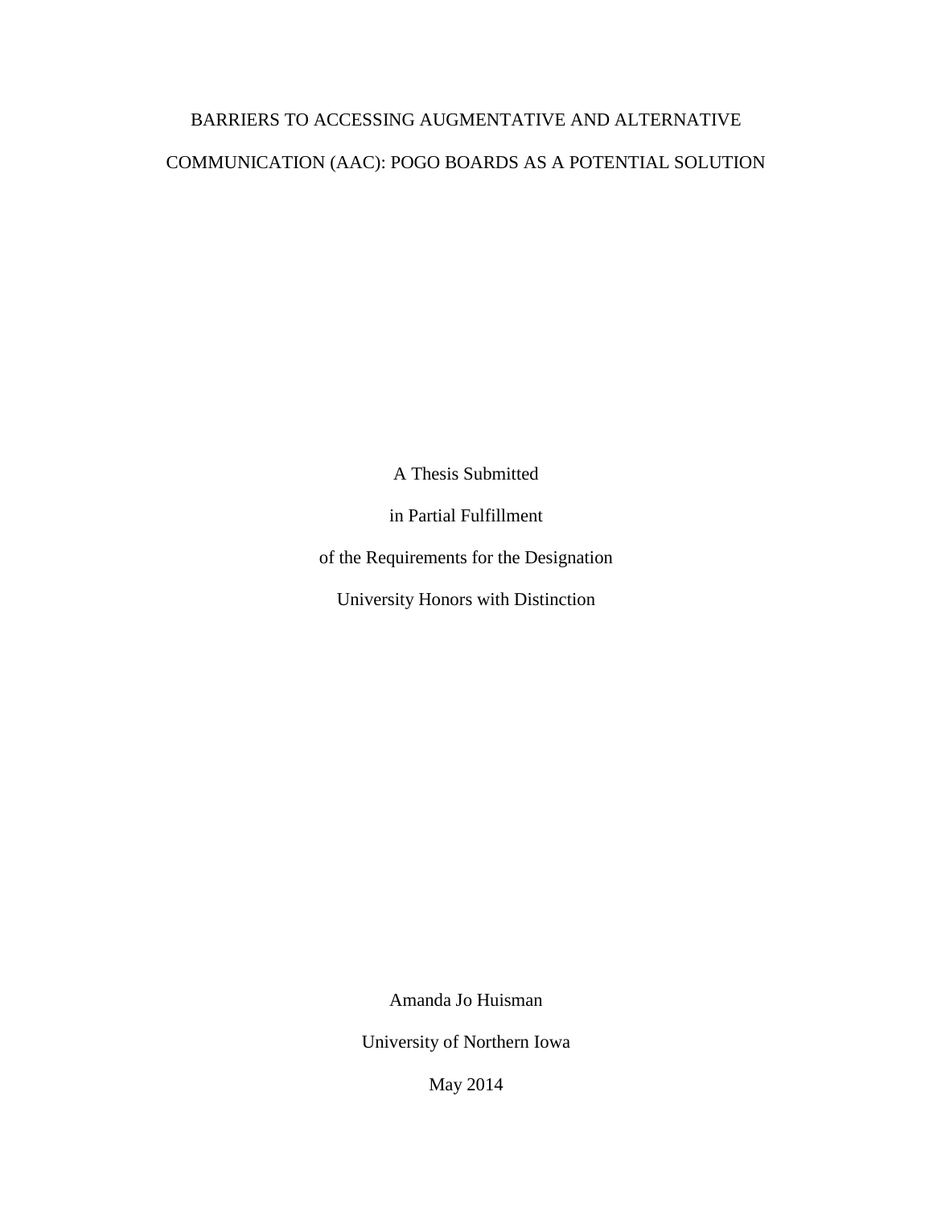# BARRIERS TO ACCESSING AUGMENTATIVE AND ALTERNATIVE COMMUNICATION (AAC): POGO BOARDS AS A POTENTIAL SOLUTION

A Thesis Submitted

in Partial Fulfillment

of the Requirements for the Designation

University Honors with Distinction

Amanda Jo Huisman

University of Northern Iowa

May 2014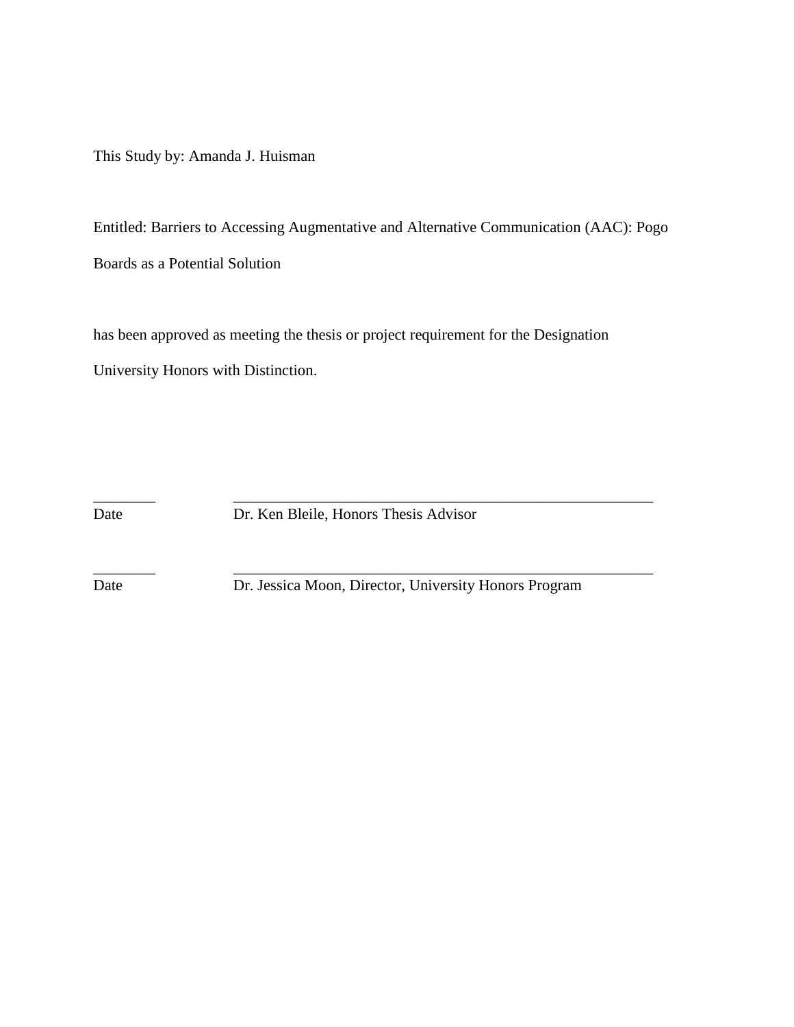This Study by: Amanda J. Huisman

Entitled: Barriers to Accessing Augmentative and Alternative Communication (AAC): Pogo Boards as a Potential Solution

has been approved as meeting the thesis or project requirement for the Designation University Honors with Distinction.

________ ________________________________________________________

Date Dr. Ken Bleile, Honors Thesis Advisor

________ ________________________________________________________

Date Dr. Jessica Moon, Director, University Honors Program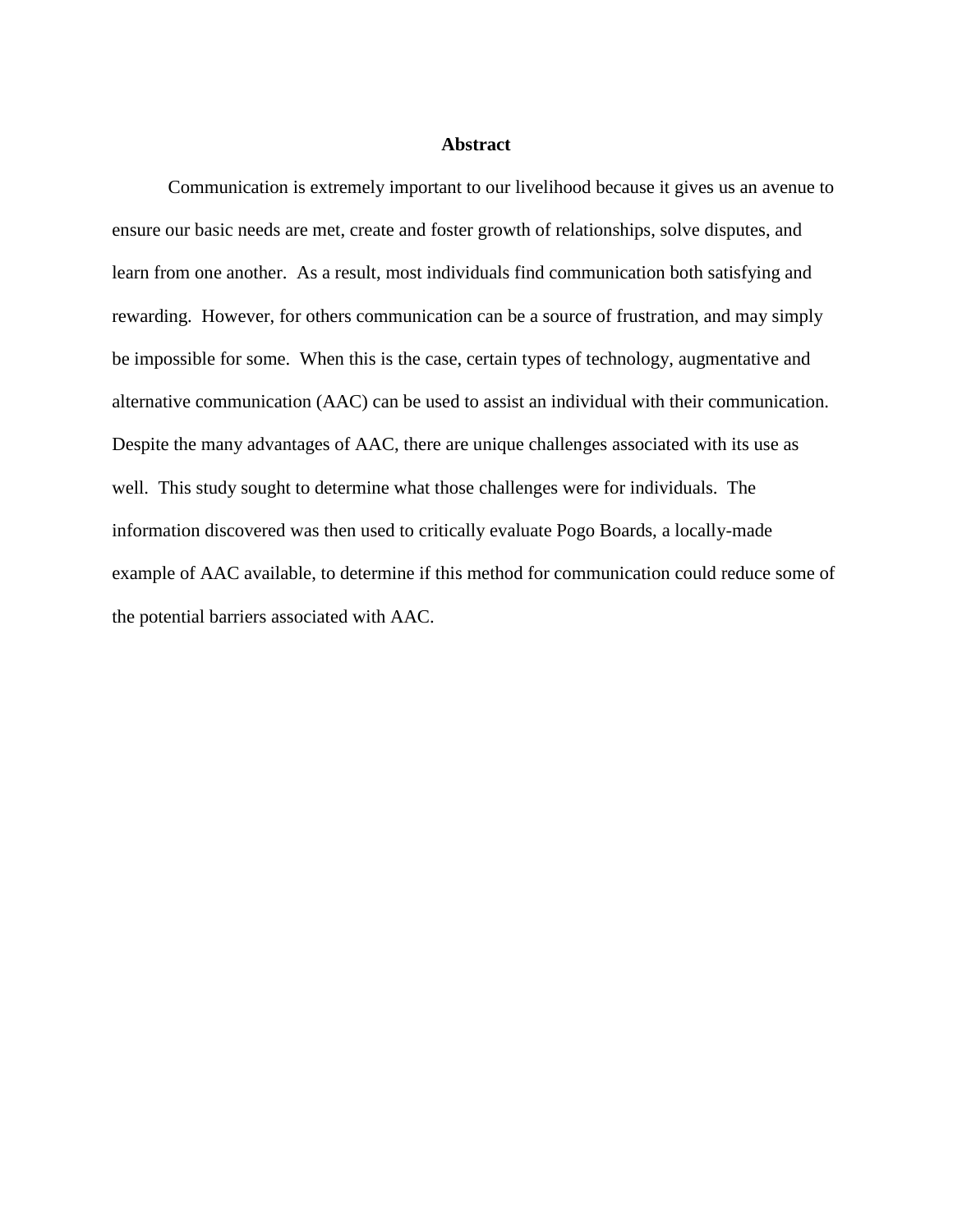# Abstract

Communication is extremely important to our livelihood because it gives us an avenue to ensure our basic needs are met, create and foster growth of relationships, solve disputes, and learn from one another. As a result, most individuals find communication both satisfying and rewarding. However, for others communication can be a source of frustration, and may simply be impossible for some. When this is the case, certain types of technology, augmentative and alternative communication (AAC) can be used to assist an individual with their communication. Despite the many advantages of AAC, there are unique challenges associated with its use as well. This study sought to determine what those challenges were for individuals. The information discovered was then used to critically evaluate Pogo Boards, a locally-made example of AAC available, to determine if this method for communication could reduce some of the potential barriers associated with AAC.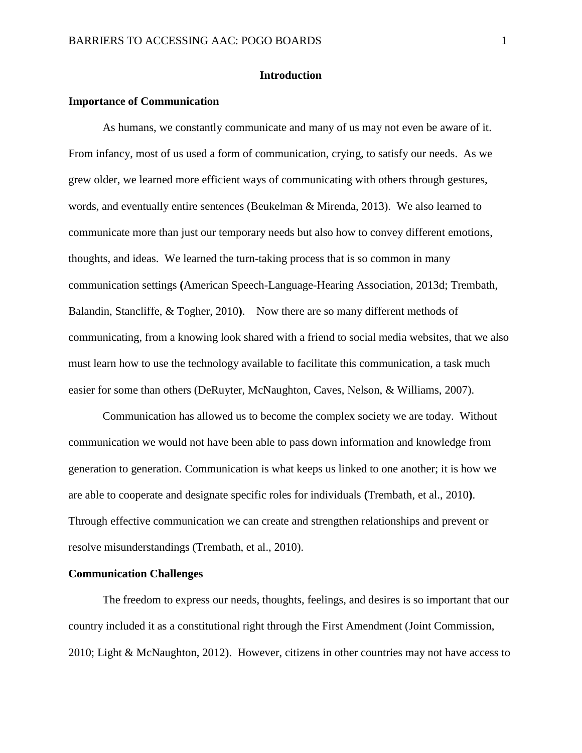# Introduction

## Importance of Communication

As humans, we constantly communicate and many of us may not even be aware of it. From infancy, most of us used a form of communication, crying, to satisfy our needs. As we grew older, we learned more efficient ways of communicating with others through gestures, words, and eventually entire sentences (Beukelman & Mirenda, 2013). We also learned to communicate more than just our temporary needs but also how to convey different emotions, thoughts, and ideas. We learned the turn-taking process that is so common in many communication settings **(**American Speech-Language-Hearing Association, 2013d; Trembath, Balandin, Stancliffe, & Togher, 2010**)**. Now there are so many different methods of communicating, from a knowing look shared with a friend to social media websites, that we also must learn how to use the technology available to facilitate this communication, a task much easier for some than others (DeRuyter, McNaughton, Caves, Nelson, & Williams, 2007).

Communication has allowed us to become the complex society we are today. Without communication we would not have been able to pass down information and knowledge from generation to generation. Communication is what keeps us linked to one another; it is how we are able to cooperate and designate specific roles for individuals **(**Trembath, et al., 2010**)**. Through effective communication we can create and strengthen relationships and prevent or resolve misunderstandings (Trembath, et al., 2010).

## Communication Challenges

The freedom to express our needs, thoughts, feelings, and desires is so important that our country included it as a constitutional right through the First Amendment (Joint Commission, 2010; Light & McNaughton, 2012). However, citizens in other countries may not have access to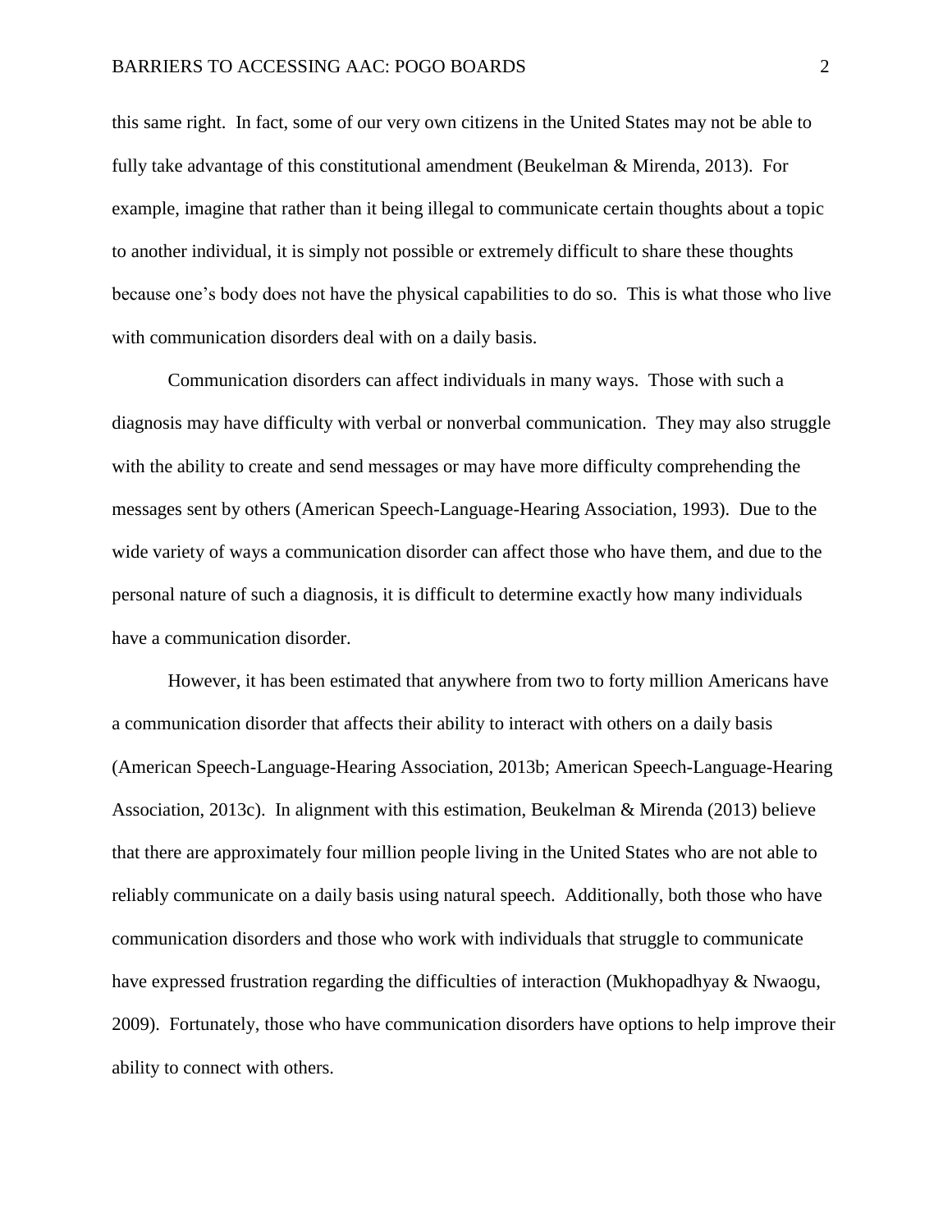this same right. In fact, some of our very own citizens in the United States may not be able to fully take advantage of this constitutional amendment (Beukelman & Mirenda, 2013). For example, imagine that rather than it being illegal to communicate certain thoughts about a topic to another individual, it is simply not possible or extremely difficult to share these thoughts because one's body does not have the physical capabilities to do so. This is what those who live with communication disorders deal with on a daily basis.

Communication disorders can affect individuals in many ways. Those with such a diagnosis may have difficulty with verbal or nonverbal communication. They may also struggle with the ability to create and send messages or may have more difficulty comprehending the messages sent by others (American Speech-Language-Hearing Association, 1993). Due to the wide variety of ways a communication disorder can affect those who have them, and due to the personal nature of such a diagnosis, it is difficult to determine exactly how many individuals have a communication disorder.

However, it has been estimated that anywhere from two to forty million Americans have a communication disorder that affects their ability to interact with others on a daily basis (American Speech-Language-Hearing Association, 2013b; American Speech-Language-Hearing Association, 2013c). In alignment with this estimation, Beukelman & Mirenda (2013) believe that there are approximately four million people living in the United States who are not able to reliably communicate on a daily basis using natural speech. Additionally, both those who have communication disorders and those who work with individuals that struggle to communicate have expressed frustration regarding the difficulties of interaction (Mukhopadhyay & Nwaogu, 2009). Fortunately, those who have communication disorders have options to help improve their ability to connect with others.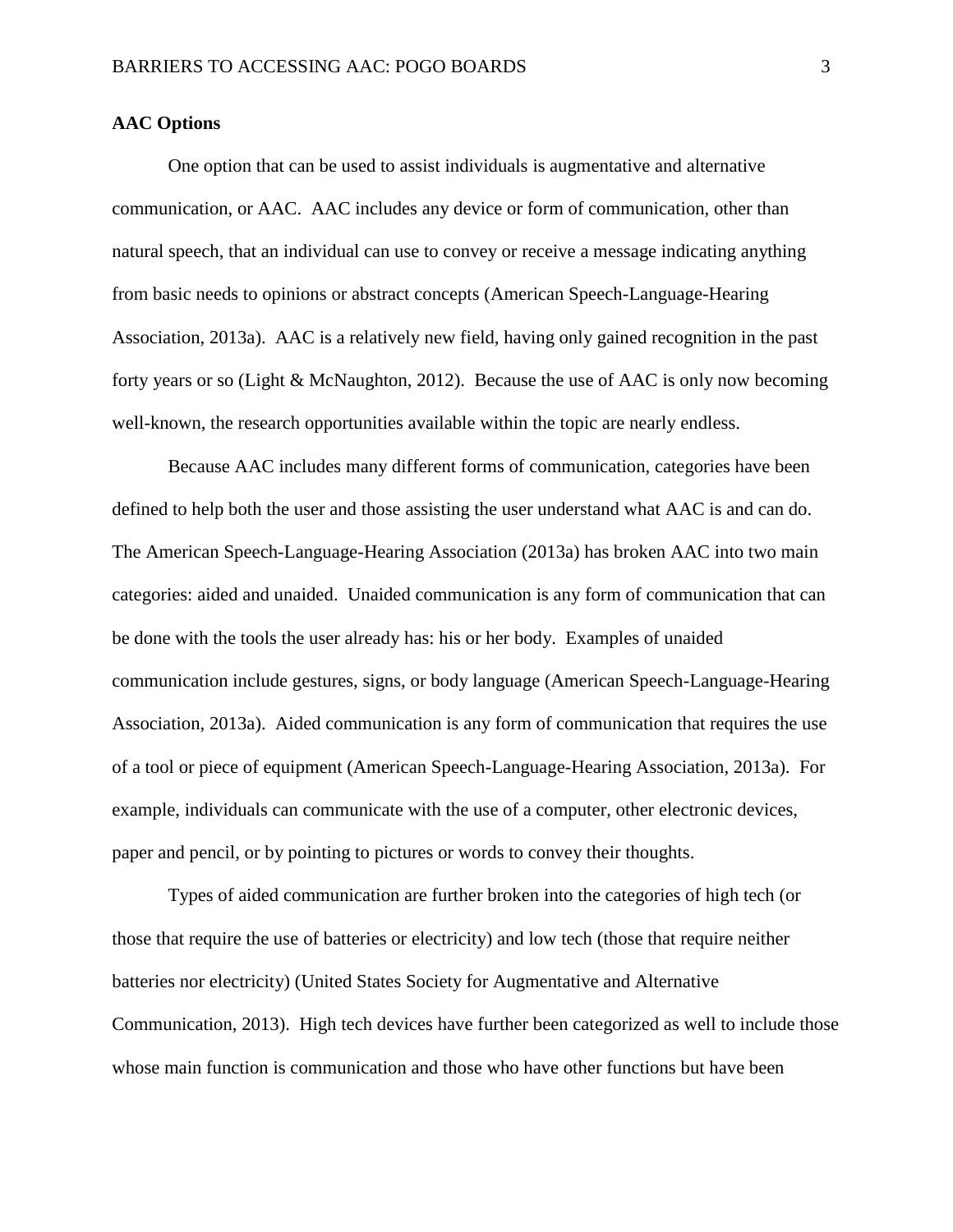**AAC Options**

One option that can be used to assist individuals is augmentative and alternative communication, or AAC. AAC includes any device or form of communication, other than natural speech, that an individual can use to convey or receive a message indicating anything from basic needs to opinions or abstract concepts (American Speech-Language-Hearing Association, 2013a). AAC is a relatively new field, having only gained recognition in the past forty years or so (Light & McNaughton, 2012). Because the use of AAC is only now becoming well-known, the research opportunities available within the topic are nearly endless.

Because AAC includes many different forms of communication, categories have been defined to help both the user and those assisting the user understand what AAC is and can do. The American Speech-Language-Hearing Association (2013a) has broken AAC into two main categories: aided and unaided. Unaided communication is any form of communication that can be done with the tools the user already has: his or her body. Examples of unaided communication include gestures, signs, or body language (American Speech-Language-Hearing Association, 2013a). Aided communication is any form of communication that requires the use of a tool or piece of equipment (American Speech-Language-Hearing Association, 2013a). For example, individuals can communicate with the use of a computer, other electronic devices, paper and pencil, or by pointing to pictures or words to convey their thoughts.

Types of aided communication are further broken into the categories of high tech (or those that require the use of batteries or electricity) and low tech (those that require neither batteries nor electricity) (United States Society for Augmentative and Alternative Communication, 2013). High tech devices have further been categorized as well to include those whose main function is communication and those who have other functions but have been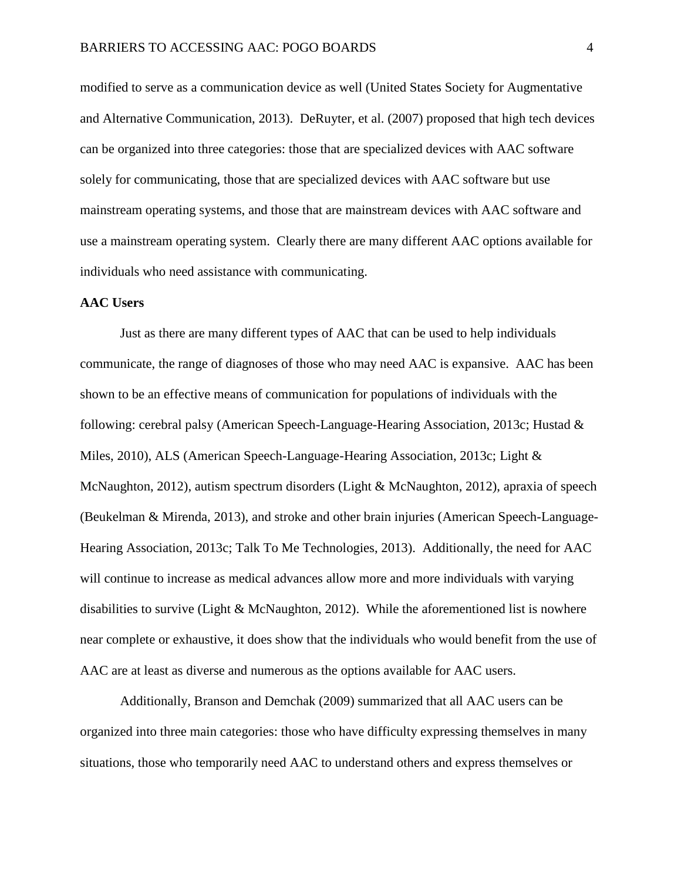modified to serve as a communication device as well (United States Society for Augmentative and Alternative Communication, 2013). DeRuyter, et al. (2007) proposed that high tech devices can be organized into three categories: those that are specialized devices with AAC software solely for communicating, those that are specialized devices with AAC software but use mainstream operating systems, and those that are mainstream devices with AAC software and use a mainstream operating system. Clearly there are many different AAC options available for individuals who need assistance with communicating.

**AAC Users**

Just as there are many different types of AAC that can be used to help individuals communicate, the range of diagnoses of those who may need AAC is expansive. AAC has been shown to be an effective means of communication for populations of individuals with the following: cerebral palsy (American Speech-Language-Hearing Association, 2013c; Hustad & Miles, 2010), ALS (American Speech-Language-Hearing Association, 2013c; Light & McNaughton, 2012), autism spectrum disorders (Light & McNaughton, 2012), apraxia of speech (Beukelman & Mirenda, 2013), and stroke and other brain injuries (American Speech-Language-Hearing Association, 2013c; Talk To Me Technologies, 2013). Additionally, the need for AAC will continue to increase as medical advances allow more and more individuals with varying disabilities to survive (Light & McNaughton, 2012). While the aforementioned list is nowhere near complete or exhaustive, it does show that the individuals who would benefit from the use of AAC are at least as diverse and numerous as the options available for AAC users.

Additionally, Branson and Demchak (2009) summarized that all AAC users can be organized into three main categories: those who have difficulty expressing themselves in many situations, those who temporarily need AAC to understand others and express themselves or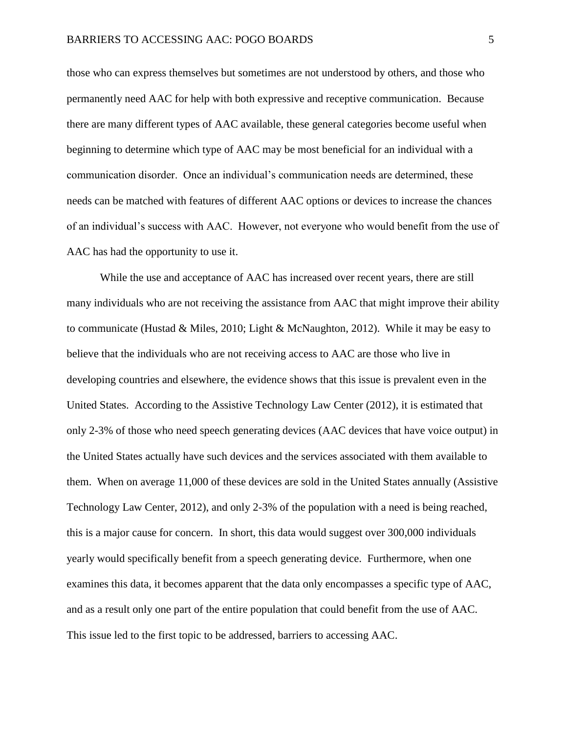those who can express themselves but sometimes are not understood by others, and those who permanently need AAC for help with both expressive and receptive communication. Because there are many different types of AAC available, these general categories become useful when beginning to determine which type of AAC may be most beneficial for an individual with a communication disorder. Once an individual's communication needs are determined, these needs can be matched with features of different AAC options or devices to increase the chances of an individual's success with AAC. However, not everyone who would benefit from the use of AAC has had the opportunity to use it.

While the use and acceptance of AAC has increased over recent years, there are still many individuals who are not receiving the assistance from AAC that might improve their ability to communicate (Hustad & Miles, 2010; Light & McNaughton, 2012). While it may be easy to believe that the individuals who are not receiving access to AAC are those who live in developing countries and elsewhere, the evidence shows that this issue is prevalent even in the United States. According to the Assistive Technology Law Center (2012), it is estimated that only 2-3% of those who need speech generating devices (AAC devices that have voice output) in the United States actually have such devices and the services associated with them available to them. When on average 11,000 of these devices are sold in the United States annually (Assistive Technology Law Center, 2012), and only 2-3% of the population with a need is being reached, this is a major cause for concern. In short, this data would suggest over 300,000 individuals yearly would specifically benefit from a speech generating device. Furthermore, when one examines this data, it becomes apparent that the data only encompasses a specific type of AAC, and as a result only one part of the entire population that could benefit from the use of AAC. This issue led to the first topic to be addressed, barriers to accessing AAC.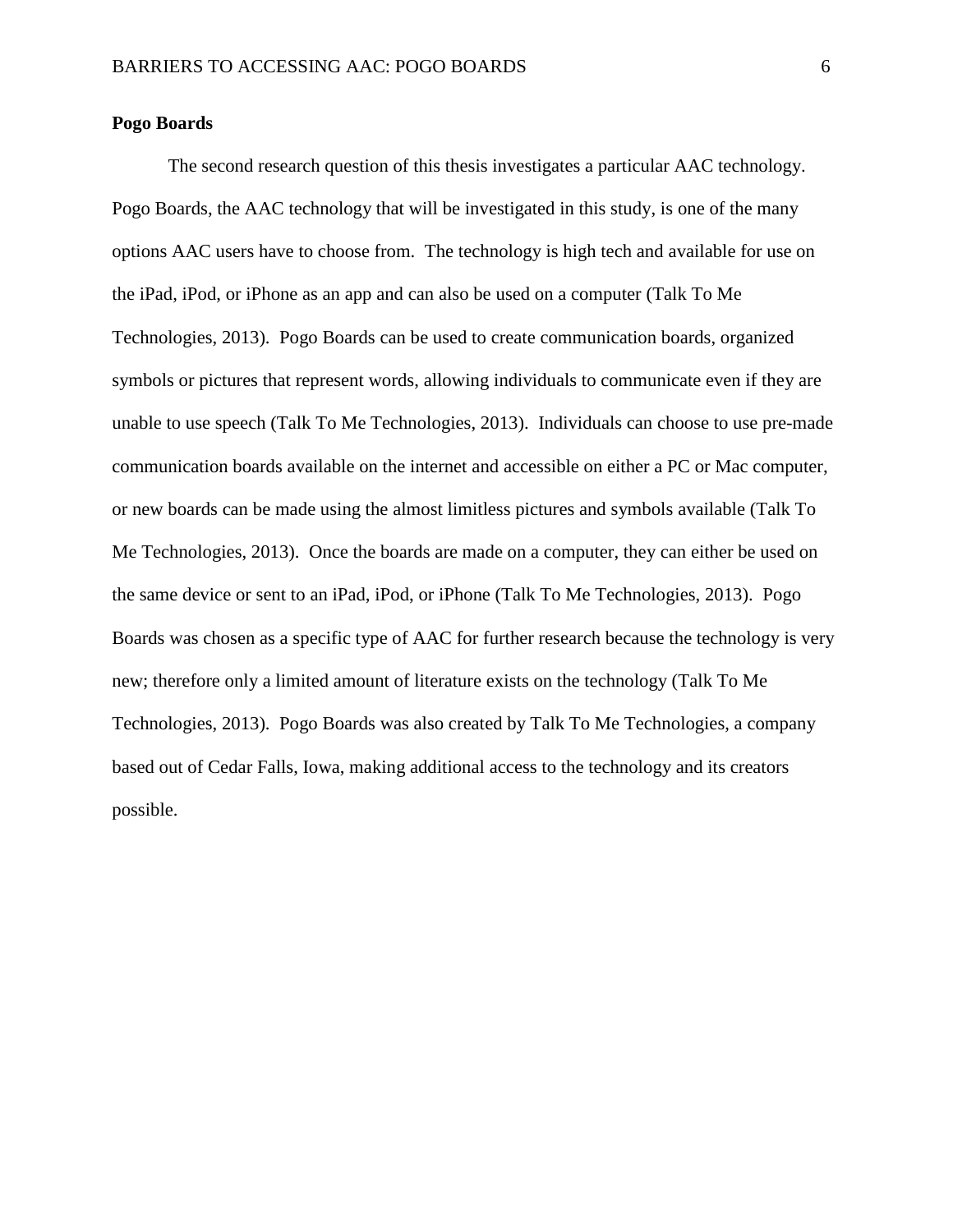**Pogo Boards**

The second research question of this thesis investigates a particular AAC technology. Pogo Boards, the AAC technology that will be investigated in this study, is one of the many options AAC users have to choose from. The technology is high tech and available for use on the iPad, iPod, or iPhone as an app and can also be used on a computer (Talk To Me Technologies, 2013). Pogo Boards can be used to create communication boards, organized symbols or pictures that represent words, allowing individuals to communicate even if they are unable to use speech (Talk To Me Technologies, 2013). Individuals can choose to use pre-made communication boards available on the internet and accessible on either a PC or Mac computer, or new boards can be made using the almost limitless pictures and symbols available (Talk To Me Technologies, 2013). Once the boards are made on a computer, they can either be used on the same device or sent to an iPad, iPod, or iPhone (Talk To Me Technologies, 2013). Pogo Boards was chosen as a specific type of AAC for further research because the technology is very new; therefore only a limited amount of literature exists on the technology (Talk To Me Technologies, 2013). Pogo Boards was also created by Talk To Me Technologies, a company based out of Cedar Falls, Iowa, making additional access to the technology and its creators possible.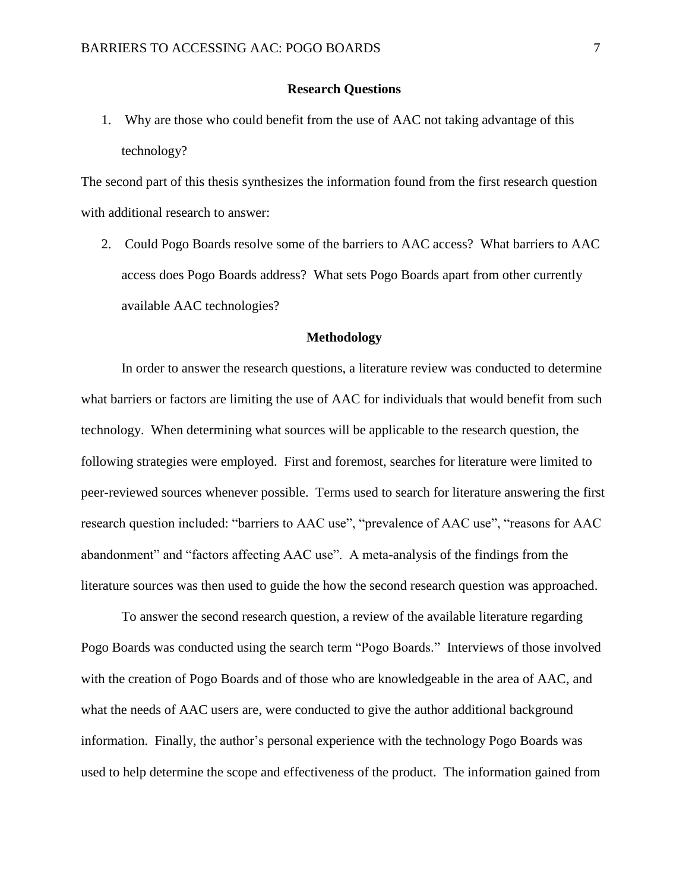## Research Questions

1. Why are those who could benefit from the use of AAC not taking advantage of this technology?

The second part of this thesis synthesizes the information found from the first research question with additional research to answer:

2. Could Pogo Boards resolve some of the barriers to AAC access? What barriers to AAC access does Pogo Boards address? What sets Pogo Boards apart from other currently available AAC technologies?

## Methodology

In order to answer the research questions, a literature review was conducted to determine what barriers or factors are limiting the use of AAC for individuals that would benefit from such technology. When determining what sources will be applicable to the research question, the following strategies were employed. First and foremost, searches for literature were limited to peer-reviewed sources whenever possible. Terms used to search for literature answering the first research question included: "barriers to AAC use", "prevalence of AAC use", "reasons for AAC abandonment" and "factors affecting AAC use". A meta-analysis of the findings from the literature sources was then used to guide the how the second research question was approached.

To answer the second research question, a review of the available literature regarding Pogo Boards was conducted using the search term "Pogo Boards." Interviews of those involved with the creation of Pogo Boards and of those who are knowledgeable in the area of AAC, and what the needs of AAC users are, were conducted to give the author additional background information. Finally, the author's personal experience with the technology Pogo Boards was used to help determine the scope and effectiveness of the product. The information gained from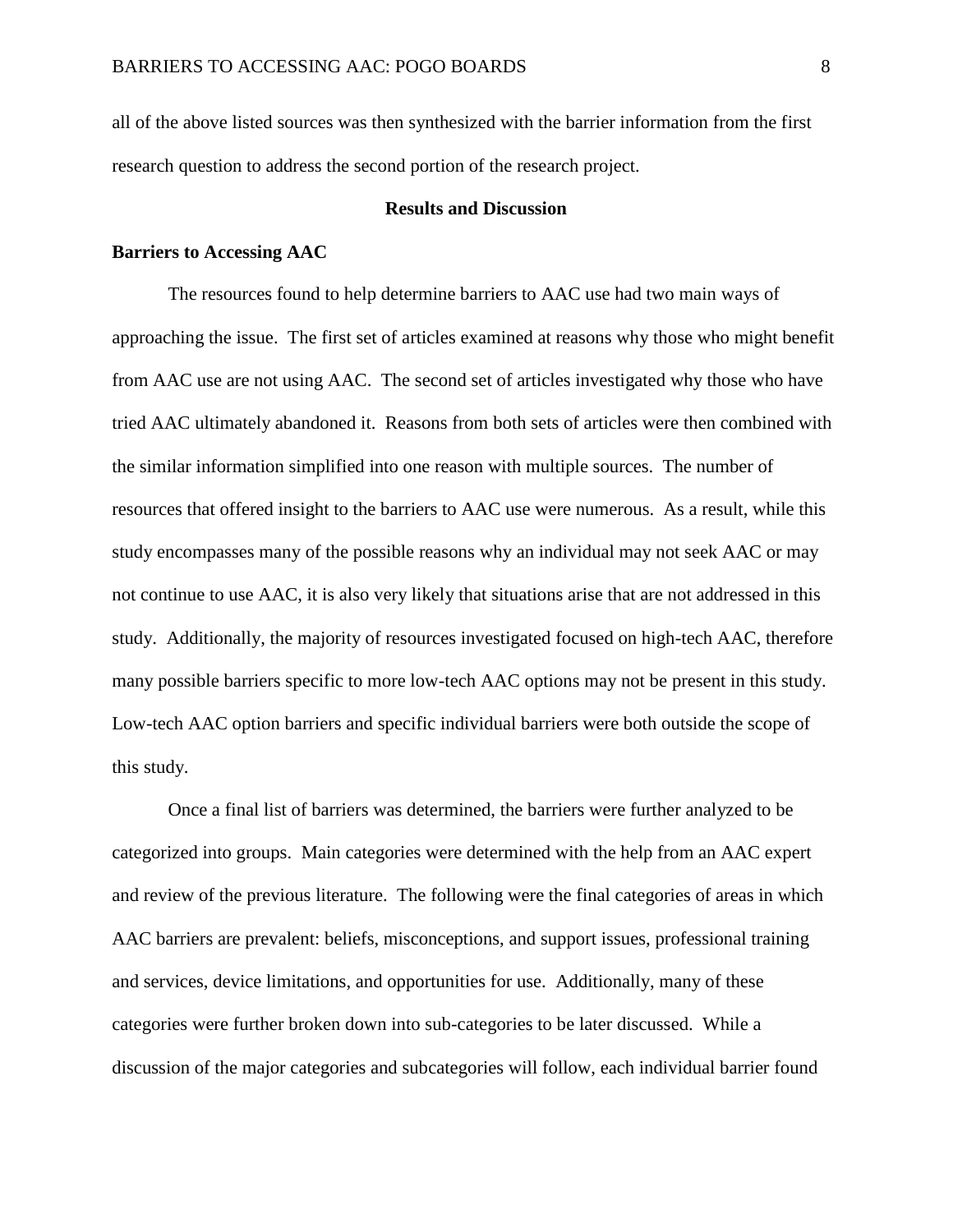all of the above listed sources was then synthesized with the barrier information from the first research question to address the second portion of the research project.

## Results and Discussion

### Barriers to Accessing AAC

The resources found to help determine barriers to AAC use had two main ways of approaching the issue. The first set of articles examined at reasons why those who might benefit from AAC use are not using AAC. The second set of articles investigated why those who have tried AAC ultimately abandoned it. Reasons from both sets of articles were then combined with the similar information simplified into one reason with multiple sources. The number of resources that offered insight to the barriers to AAC use were numerous. As a result, while this study encompasses many of the possible reasons why an individual may not seek AAC or may not continue to use AAC, it is also very likely that situations arise that are not addressed in this study. Additionally, the majority of resources investigated focused on high-tech AAC, therefore many possible barriers specific to more low-tech AAC options may not be present in this study. Low-tech AAC option barriers and specific individual barriers were both outside the scope of this study.

Once a final list of barriers was determined, the barriers were further analyzed to be categorized into groups. Main categories were determined with the help from an AAC expert and review of the previous literature. The following were the final categories of areas in which AAC barriers are prevalent: beliefs, misconceptions, and support issues, professional training and services, device limitations, and opportunities for use. Additionally, many of these categories were further broken down into sub-categories to be later discussed. While a discussion of the major categories and subcategories will follow, each individual barrier found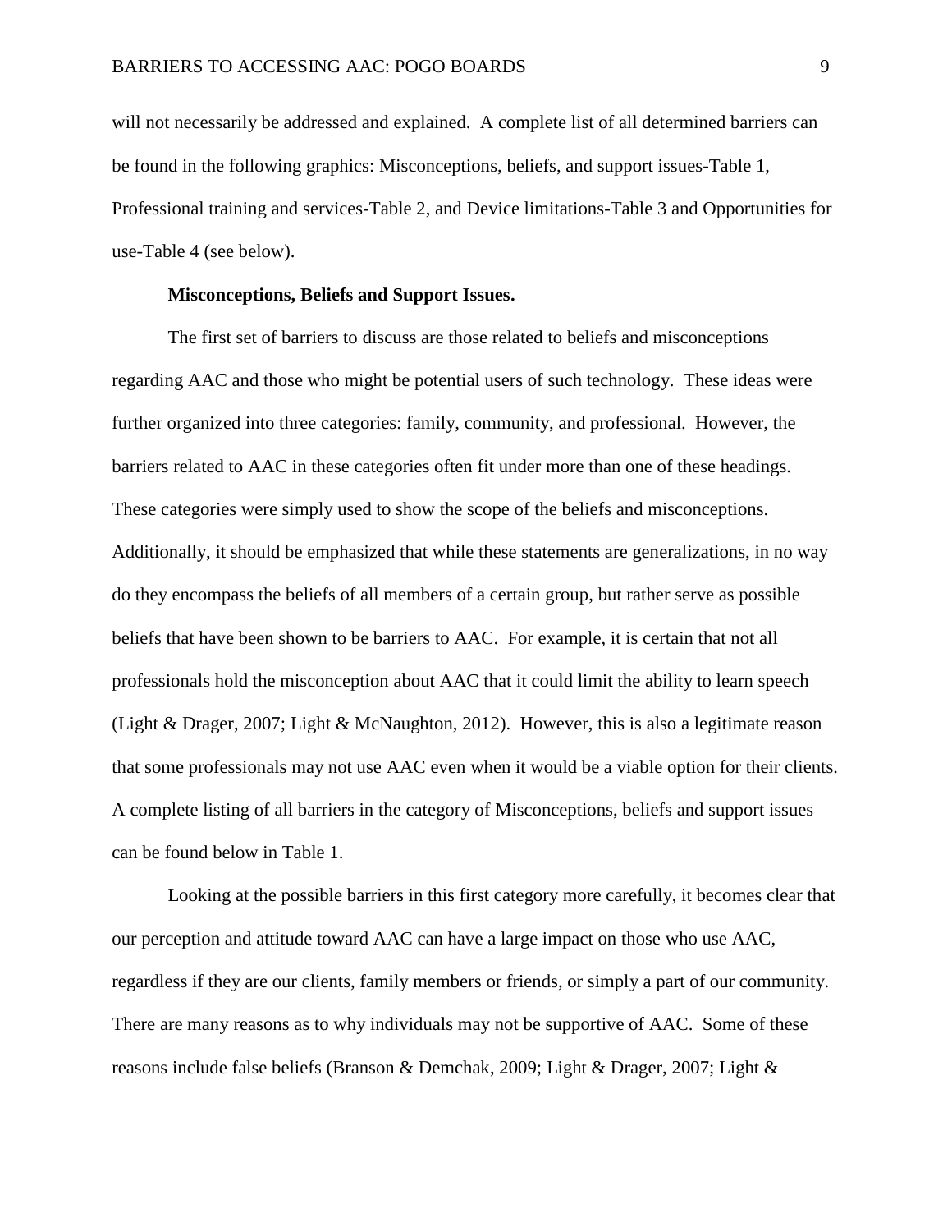will not necessarily be addressed and explained. A complete list of all determined barriers can be found in the following graphics: Misconceptions, beliefs, and support issues-Table 1, Professional training and services-Table 2, and Device limitations-Table 3 and Opportunities for use-Table 4 (see below).

**Misconceptions, Beliefs and Support Issues.**

The first set of barriers to discuss are those related to beliefs and misconceptions regarding AAC and those who might be potential users of such technology. These ideas were further organized into three categories: family, community, and professional. However, the barriers related to AAC in these categories often fit under more than one of these headings. These categories were simply used to show the scope of the beliefs and misconceptions. Additionally, it should be emphasized that while these statements are generalizations, in no way do they encompass the beliefs of all members of a certain group, but rather serve as possible beliefs that have been shown to be barriers to AAC. For example, it is certain that not all professionals hold the misconception about AAC that it could limit the ability to learn speech (Light & Drager, 2007; Light & McNaughton, 2012). However, this is also a legitimate reason that some professionals may not use AAC even when it would be a viable option for their clients. A complete listing of all barriers in the category of Misconceptions, beliefs and support issues can be found below in Table 1.

Looking at the possible barriers in this first category more carefully, it becomes clear that our perception and attitude toward AAC can have a large impact on those who use AAC, regardless if they are our clients, family members or friends, or simply a part of our community. There are many reasons as to why individuals may not be supportive of AAC. Some of these reasons include false beliefs (Branson & Demchak, 2009; Light & Drager, 2007; Light &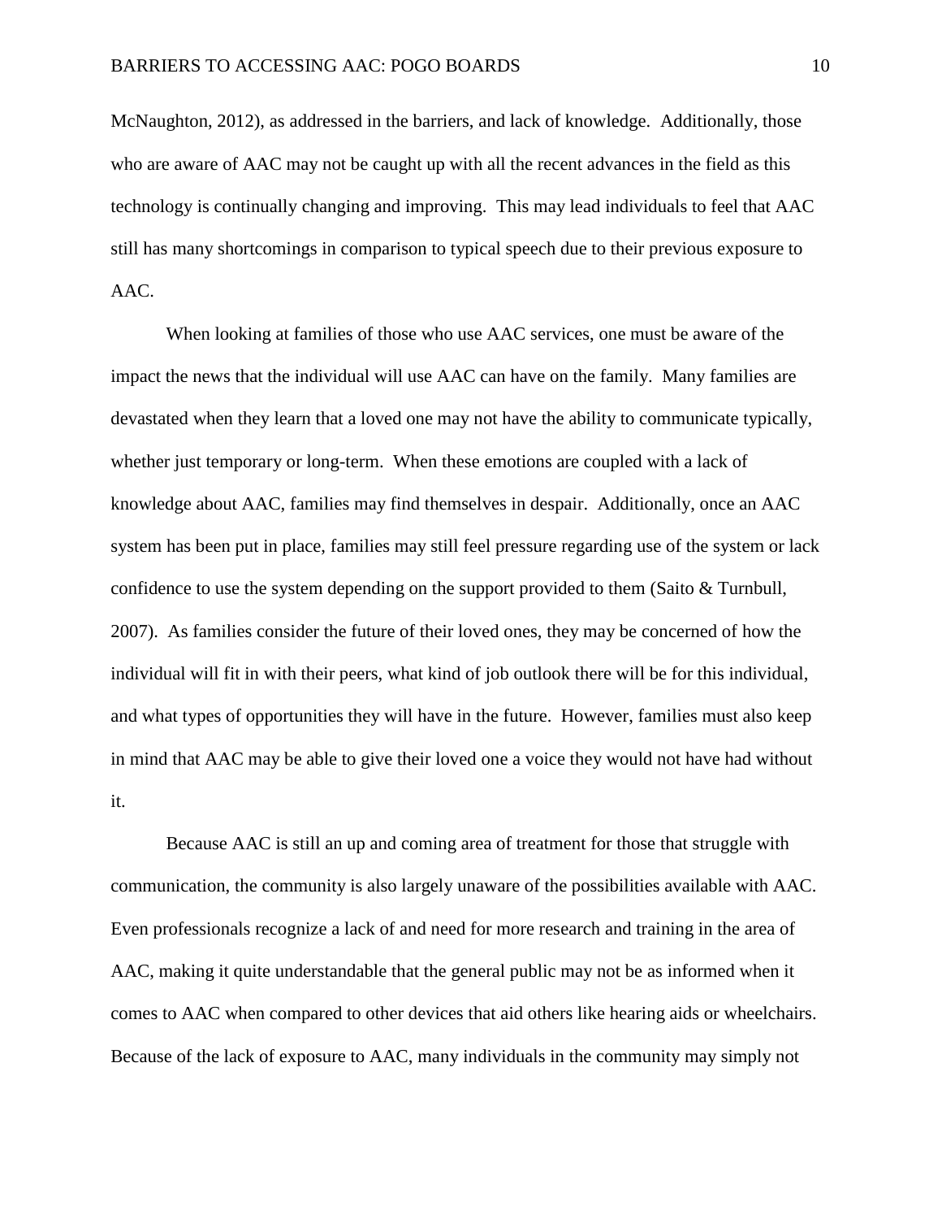McNaughton, 2012), as addressed in the barriers, and lack of knowledge. Additionally, those who are aware of AAC may not be caught up with all the recent advances in the field as this technology is continually changing and improving. This may lead individuals to feel that AAC still has many shortcomings in comparison to typical speech due to their previous exposure to AAC.

When looking at families of those who use AAC services, one must be aware of the impact the news that the individual will use AAC can have on the family. Many families are devastated when they learn that a loved one may not have the ability to communicate typically, whether just temporary or long-term. When these emotions are coupled with a lack of knowledge about AAC, families may find themselves in despair. Additionally, once an AAC system has been put in place, families may still feel pressure regarding use of the system or lack confidence to use the system depending on the support provided to them (Saito & Turnbull, 2007). As families consider the future of their loved ones, they may be concerned of how the individual will fit in with their peers, what kind of job outlook there will be for this individual, and what types of opportunities they will have in the future. However, families must also keep in mind that AAC may be able to give their loved one a voice they would not have had without it.

Because AAC is still an up and coming area of treatment for those that struggle with communication, the community is also largely unaware of the possibilities available with AAC. Even professionals recognize a lack of and need for more research and training in the area of AAC, making it quite understandable that the general public may not be as informed when it comes to AAC when compared to other devices that aid others like hearing aids or wheelchairs. Because of the lack of exposure to AAC, many individuals in the community may simply not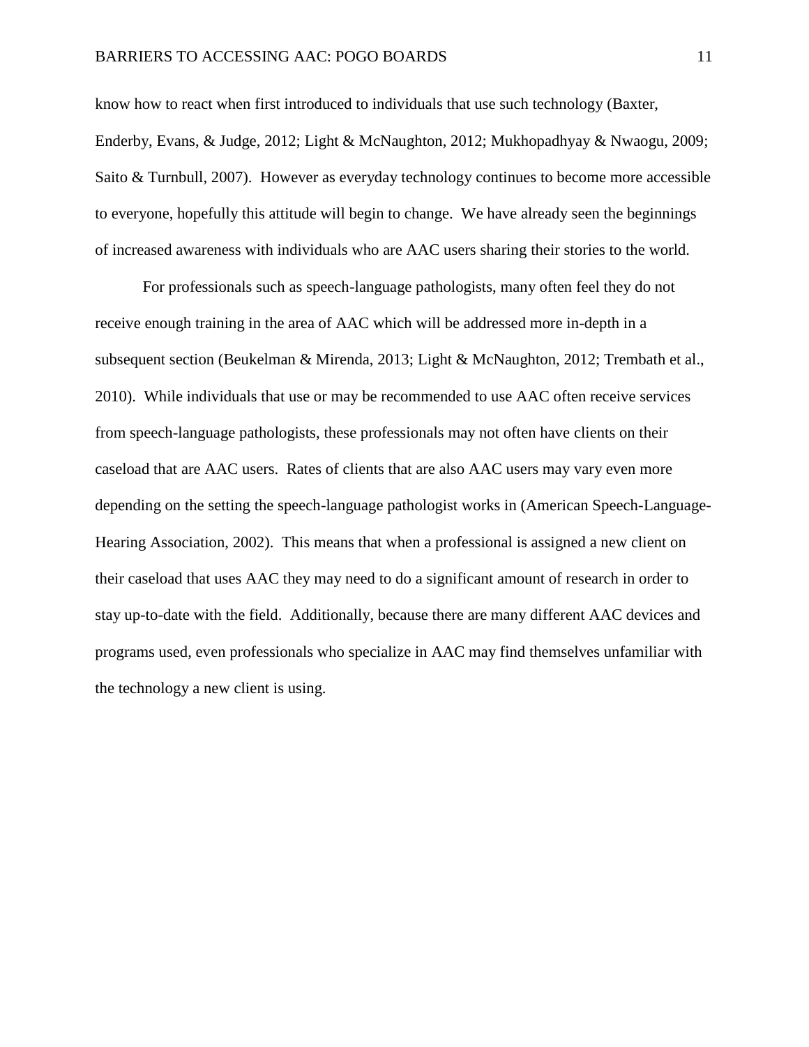know how to react when first introduced to individuals that use such technology (Baxter, Enderby, Evans, & Judge, 2012; Light & McNaughton, 2012; Mukhopadhyay & Nwaogu, 2009; Saito & Turnbull, 2007). However as everyday technology continues to become more accessible to everyone, hopefully this attitude will begin to change. We have already seen the beginnings of increased awareness with individuals who are AAC users sharing their stories to the world.

For professionals such as speech-language pathologists, many often feel they do not receive enough training in the area of AAC which will be addressed more in-depth in a subsequent section (Beukelman & Mirenda, 2013; Light & McNaughton, 2012; Trembath et al., 2010). While individuals that use or may be recommended to use AAC often receive services from speech-language pathologists, these professionals may not often have clients on their caseload that are AAC users. Rates of clients that are also AAC users may vary even more depending on the setting the speech-language pathologist works in (American Speech-Language-Hearing Association, 2002). This means that when a professional is assigned a new client on their caseload that uses AAC they may need to do a significant amount of research in order to stay up-to-date with the field. Additionally, because there are many different AAC devices and programs used, even professionals who specialize in AAC may find themselves unfamiliar with the technology a new client is using.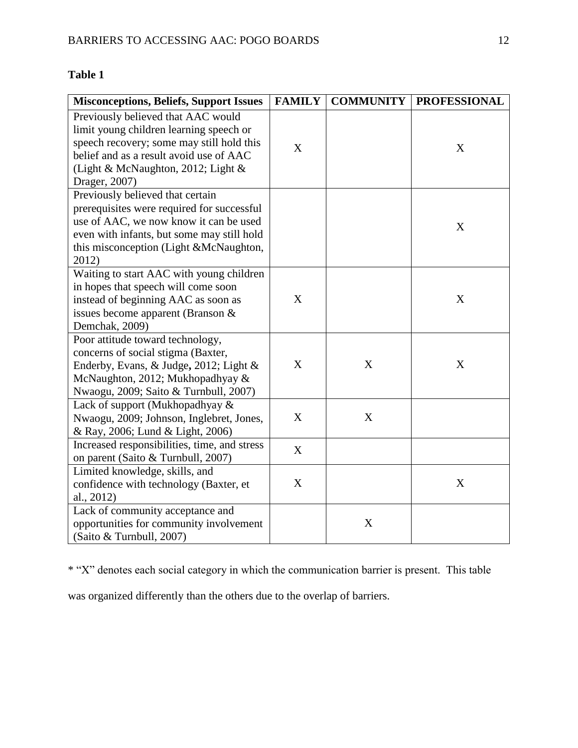**Table 1**

| Misconceptions, Beliefs, Support Issues | FAMILY | COMMUNITY | PROFESSIONAL |
|---|---|---|---|
| Previously believed that AAC would limit young children learning speech or speech recovery; some may still hold this belief and as a result avoid use of AAC (Light & McNaughton, 2012; Light & Drager, 2007) | X | | X |
| Previously believed that certain prerequisites were required for successful use of AAC, we now know it can be used even with infants, but some may still hold this misconception (Light &McNaughton, 2012) | | | X |
| Waiting to start AAC with young children in hopes that speech will come soon instead of beginning AAC as soon as issues become apparent (Branson & Demchak, 2009) | X | | X |
| Poor attitude toward technology, concerns of social stigma (Baxter, Enderby, Evans, & Judge**,** 2012; Light & McNaughton, 2012; Mukhopadhyay & Nwaogu, 2009; Saito & Turnbull, 2007) | X | X | X |
| Lack of support (Mukhopadhyay & Nwaogu, 2009; Johnson, Inglebret, Jones, & Ray, 2006; Lund & Light, 2006) | X | X | |
| Increased responsibilities, time, and stress on parent (Saito & Turnbull, 2007) | X | | |
| Limited knowledge, skills, and confidence with technology (Baxter, et al., 2012) | X | | X |
| Lack of community acceptance and opportunities for community involvement (Saito & Turnbull, 2007) | | X | |

* "X" denotes each social category in which the communication barrier is present. This table was organized differently than the others due to the overlap of barriers.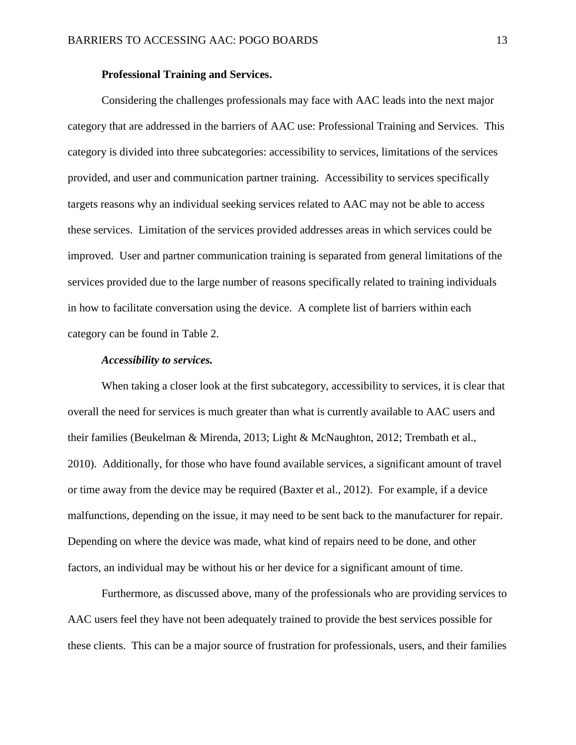**Professional Training and Services.**

Considering the challenges professionals may face with AAC leads into the next major category that are addressed in the barriers of AAC use: Professional Training and Services. This category is divided into three subcategories: accessibility to services, limitations of the services provided, and user and communication partner training. Accessibility to services specifically targets reasons why an individual seeking services related to AAC may not be able to access these services. Limitation of the services provided addresses areas in which services could be improved. User and partner communication training is separated from general limitations of the services provided due to the large number of reasons specifically related to training individuals in how to facilitate conversation using the device. A complete list of barriers within each category can be found in Table 2.

***Accessibility to services.***

When taking a closer look at the first subcategory, accessibility to services, it is clear that overall the need for services is much greater than what is currently available to AAC users and their families (Beukelman & Mirenda, 2013; Light & McNaughton, 2012; Trembath et al., 2010). Additionally, for those who have found available services, a significant amount of travel or time away from the device may be required (Baxter et al., 2012). For example, if a device malfunctions, depending on the issue, it may need to be sent back to the manufacturer for repair. Depending on where the device was made, what kind of repairs need to be done, and other factors, an individual may be without his or her device for a significant amount of time.

Furthermore, as discussed above, many of the professionals who are providing services to AAC users feel they have not been adequately trained to provide the best services possible for these clients. This can be a major source of frustration for professionals, users, and their families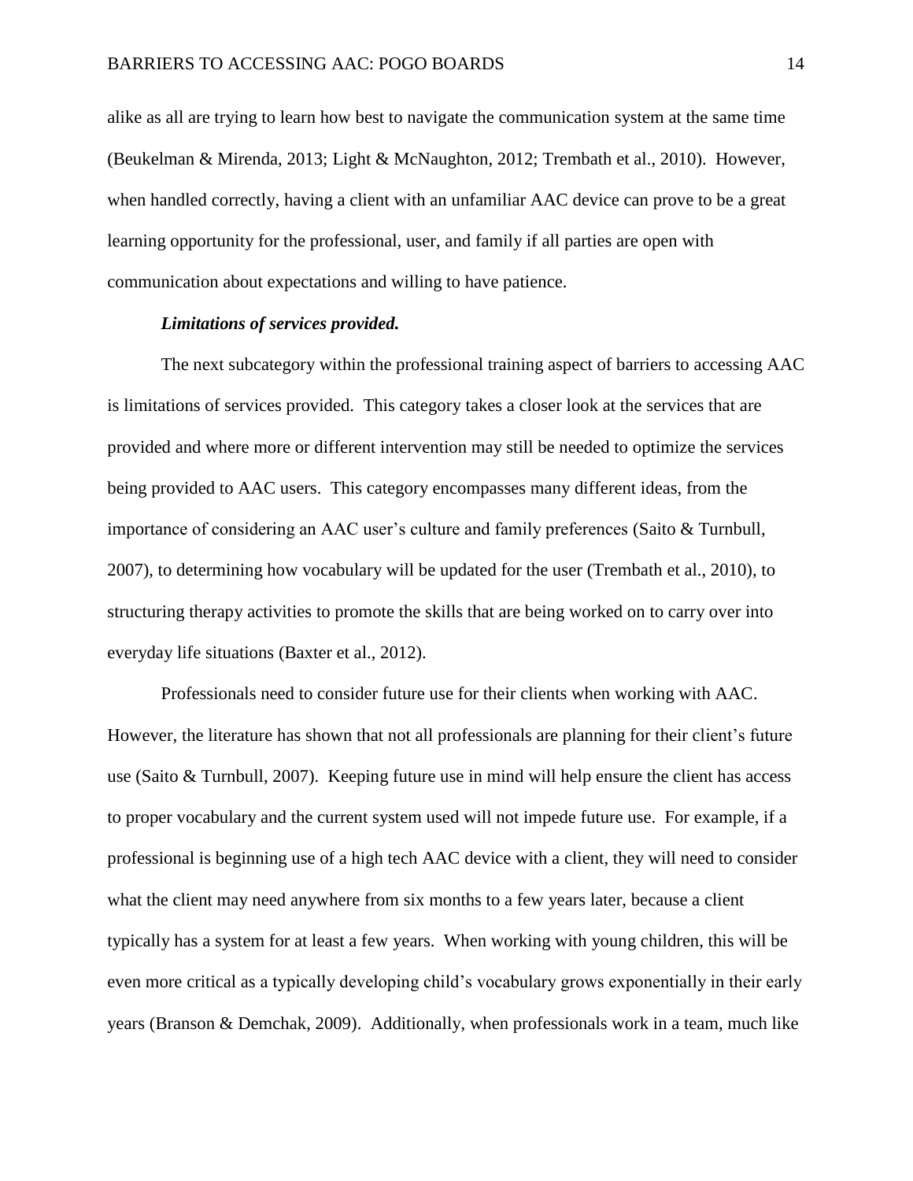alike as all are trying to learn how best to navigate the communication system at the same time (Beukelman & Mirenda, 2013; Light & McNaughton, 2012; Trembath et al., 2010). However, when handled correctly, having a client with an unfamiliar AAC device can prove to be a great learning opportunity for the professional, user, and family if all parties are open with communication about expectations and willing to have patience.

***Limitations of services provided.***

The next subcategory within the professional training aspect of barriers to accessing AAC is limitations of services provided. This category takes a closer look at the services that are provided and where more or different intervention may still be needed to optimize the services being provided to AAC users. This category encompasses many different ideas, from the importance of considering an AAC user's culture and family preferences (Saito & Turnbull, 2007), to determining how vocabulary will be updated for the user (Trembath et al., 2010), to structuring therapy activities to promote the skills that are being worked on to carry over into everyday life situations (Baxter et al., 2012).

Professionals need to consider future use for their clients when working with AAC. However, the literature has shown that not all professionals are planning for their client's future use (Saito & Turnbull, 2007). Keeping future use in mind will help ensure the client has access to proper vocabulary and the current system used will not impede future use. For example, if a professional is beginning use of a high tech AAC device with a client, they will need to consider what the client may need anywhere from six months to a few years later, because a client typically has a system for at least a few years. When working with young children, this will be even more critical as a typically developing child's vocabulary grows exponentially in their early years (Branson & Demchak, 2009). Additionally, when professionals work in a team, much like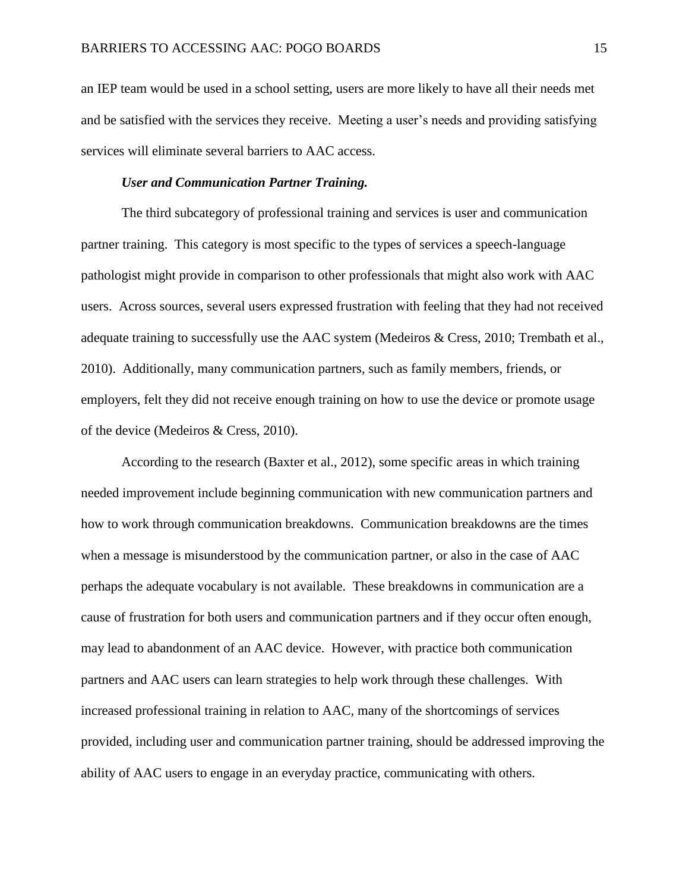an IEP team would be used in a school setting, users are more likely to have all their needs met and be satisfied with the services they receive. Meeting a user's needs and providing satisfying services will eliminate several barriers to AAC access.

***User and Communication Partner Training.***

The third subcategory of professional training and services is user and communication partner training. This category is most specific to the types of services a speech-language pathologist might provide in comparison to other professionals that might also work with AAC users. Across sources, several users expressed frustration with feeling that they had not received adequate training to successfully use the AAC system (Medeiros & Cress, 2010; Trembath et al., 2010). Additionally, many communication partners, such as family members, friends, or employers, felt they did not receive enough training on how to use the device or promote usage of the device (Medeiros & Cress, 2010).

According to the research (Baxter et al., 2012), some specific areas in which training needed improvement include beginning communication with new communication partners and how to work through communication breakdowns. Communication breakdowns are the times when a message is misunderstood by the communication partner, or also in the case of AAC perhaps the adequate vocabulary is not available. These breakdowns in communication are a cause of frustration for both users and communication partners and if they occur often enough, may lead to abandonment of an AAC device. However, with practice both communication partners and AAC users can learn strategies to help work through these challenges. With increased professional training in relation to AAC, many of the shortcomings of services provided, including user and communication partner training, should be addressed improving the ability of AAC users to engage in an everyday practice, communicating with others.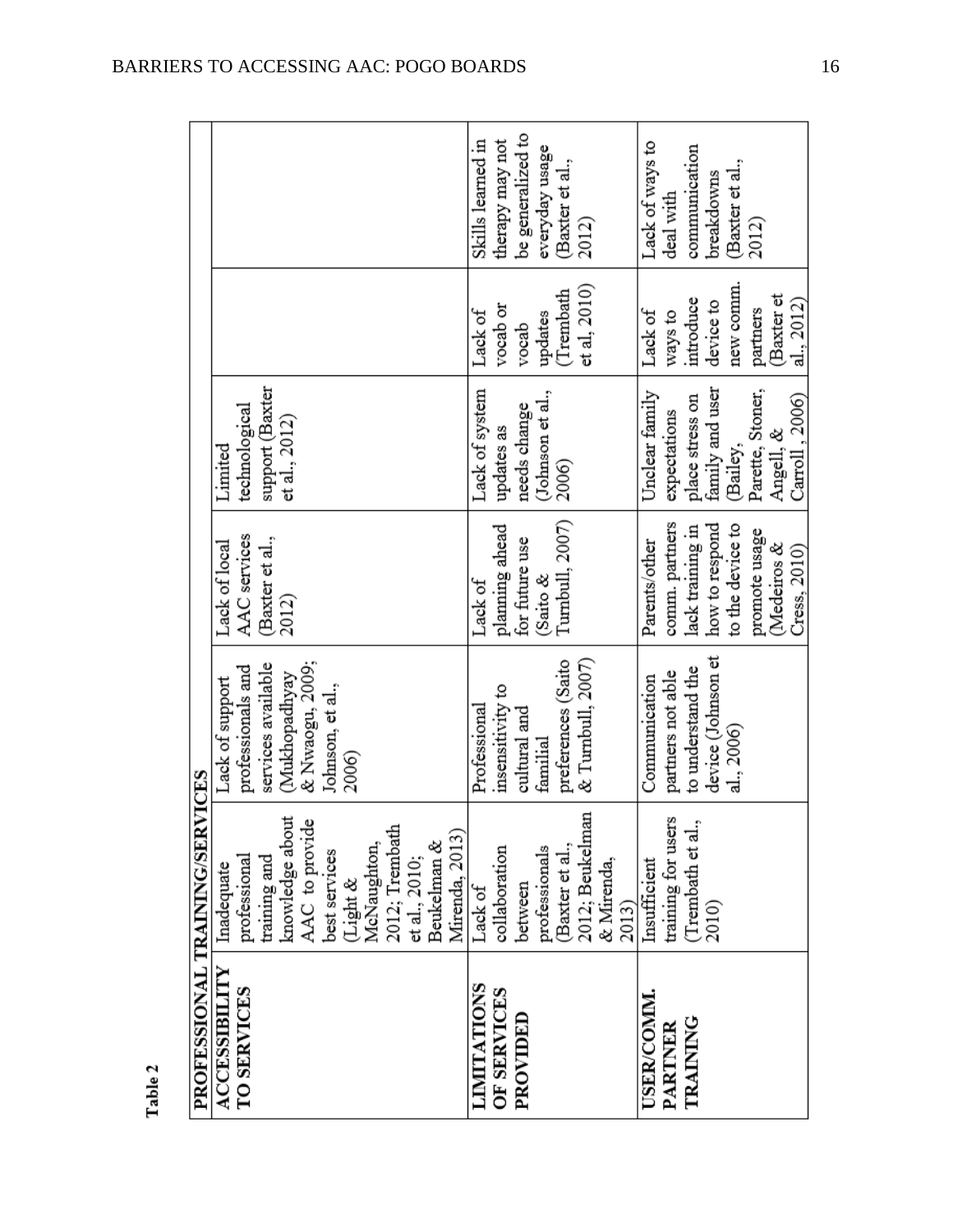**Table 2**

| PROFESSIONAL TRAINING/SERVICES | | | | | | |
|---|---|---|---|---|---|---|
| **ACCESSIBILITY TO SERVICES** | Inadequate professional training and knowledge about AAC to provide best services (Light & McNaughton, 2012; Trembath et al., 2010; Beukelman & Mirenda, 2013) | Lack of support professionals and services available (Mukhopadhyay & Nwaogu, 2009; Johnson, et al., 2006) | Lack of local AAC services (Baxter et al., 2012) | Limited technological support (Baxter et al., 2012) | | |
| **LIMITATIONS OF SERVICES PROVIDED** | Lack of collaboration between professionals (Baxter et al., 2012; Beukelman & Mirenda, 2013) | Professional insensitivity to cultural and familial preferences (Saito & Turnbull, 2007) | Lack of planning ahead for future use (Saito & Turnbull, 2007) | Lack of system updates as needs change (Johnson et al., 2006) | Lack of vocab or vocab updates (Trembath et al, 2010) | Skills learned in therapy may not be generalized to everyday usage (Baxter et al., 2012) |
| **USER/COMM. PARTNER TRAINING** | Insufficient training for users (Trembath et al., 2010) | Communication partners not able to understand the device (Johnson et al., 2006) | Parents/other comm. partners lack training in how to respond to the device to promote usage (Medeiros & Cress, 2010) | Unclear family expectations place stress on family and user (Bailey, Parette, Stoner, Angell, & Carroll , 2006) | Lack of ways to introduce device to new comm. partners (Baxter et al., 2012) | Lack of ways to deal with communication breakdowns (Baxter et al., 2012) |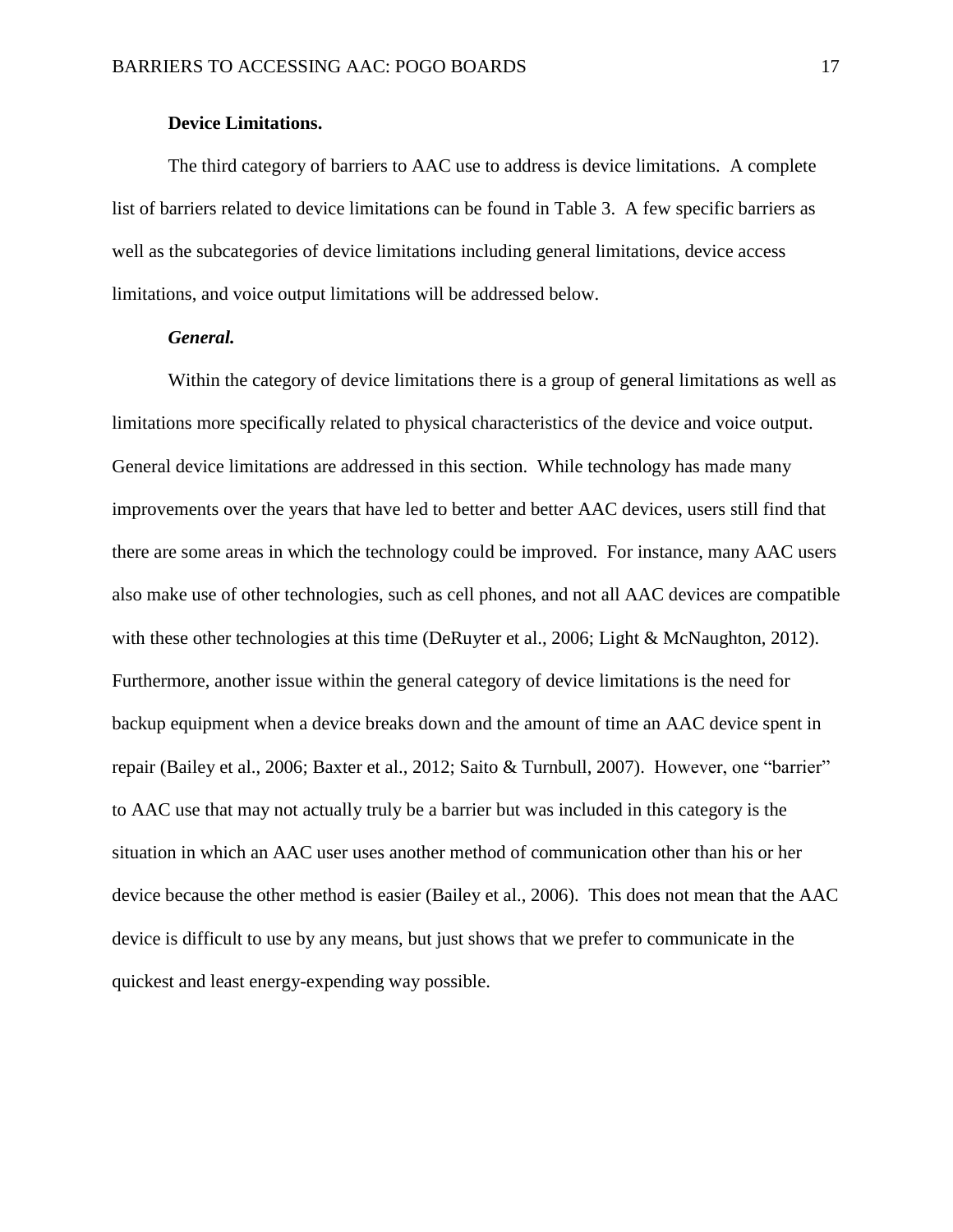### Device Limitations.

The third category of barriers to AAC use to address is device limitations. A complete list of barriers related to device limitations can be found in Table 3. A few specific barriers as well as the subcategories of device limitations including general limitations, device access limitations, and voice output limitations will be addressed below.

#### *General.*

Within the category of device limitations there is a group of general limitations as well as limitations more specifically related to physical characteristics of the device and voice output. General device limitations are addressed in this section. While technology has made many improvements over the years that have led to better and better AAC devices, users still find that there are some areas in which the technology could be improved. For instance, many AAC users also make use of other technologies, such as cell phones, and not all AAC devices are compatible with these other technologies at this time (DeRuyter et al., 2006; Light & McNaughton, 2012). Furthermore, another issue within the general category of device limitations is the need for backup equipment when a device breaks down and the amount of time an AAC device spent in repair (Bailey et al., 2006; Baxter et al., 2012; Saito & Turnbull, 2007). However, one "barrier" to AAC use that may not actually truly be a barrier but was included in this category is the situation in which an AAC user uses another method of communication other than his or her device because the other method is easier (Bailey et al., 2006). This does not mean that the AAC device is difficult to use by any means, but just shows that we prefer to communicate in the quickest and least energy-expending way possible.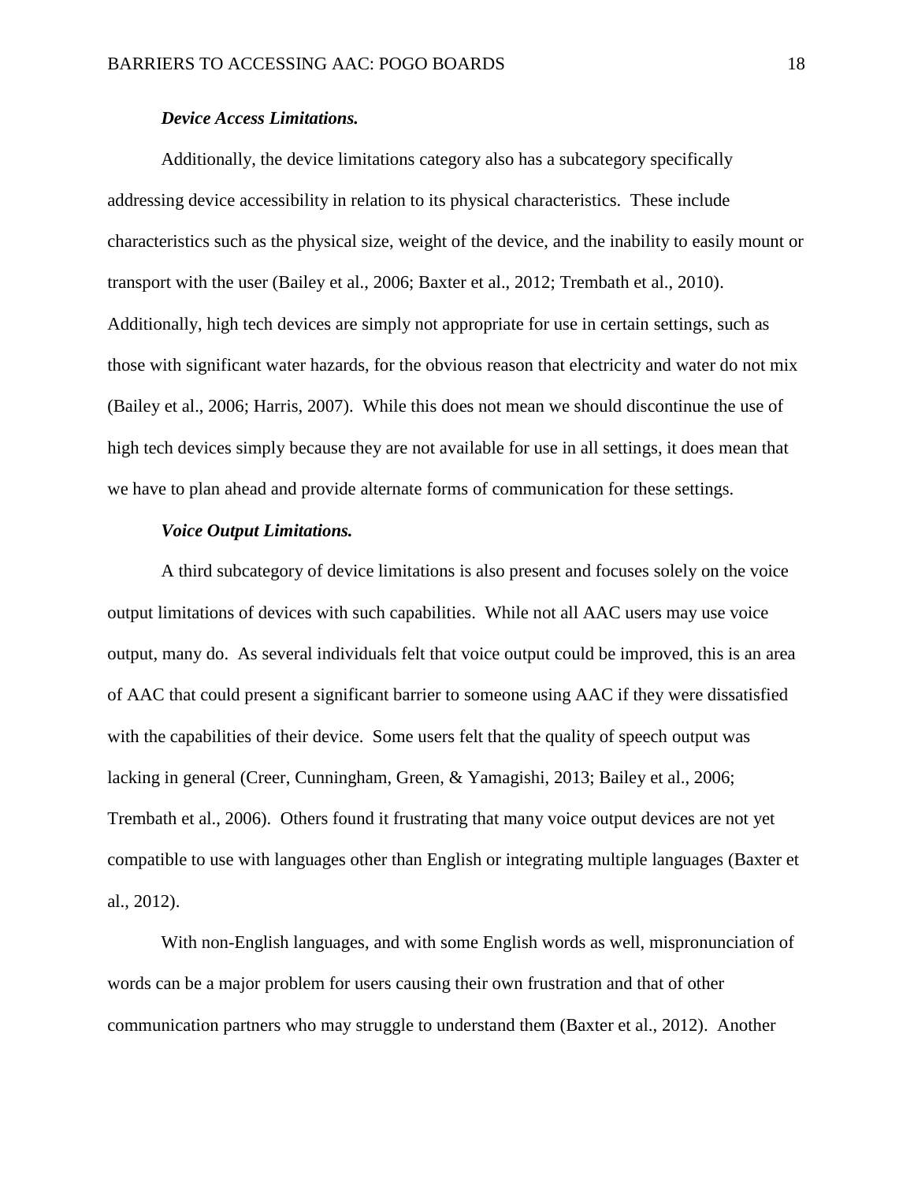***Device Access Limitations.***

Additionally, the device limitations category also has a subcategory specifically addressing device accessibility in relation to its physical characteristics. These include characteristics such as the physical size, weight of the device, and the inability to easily mount or transport with the user (Bailey et al., 2006; Baxter et al., 2012; Trembath et al., 2010). Additionally, high tech devices are simply not appropriate for use in certain settings, such as those with significant water hazards, for the obvious reason that electricity and water do not mix (Bailey et al., 2006; Harris, 2007). While this does not mean we should discontinue the use of high tech devices simply because they are not available for use in all settings, it does mean that we have to plan ahead and provide alternate forms of communication for these settings.

***Voice Output Limitations.***

A third subcategory of device limitations is also present and focuses solely on the voice output limitations of devices with such capabilities. While not all AAC users may use voice output, many do. As several individuals felt that voice output could be improved, this is an area of AAC that could present a significant barrier to someone using AAC if they were dissatisfied with the capabilities of their device. Some users felt that the quality of speech output was lacking in general (Creer, Cunningham, Green, & Yamagishi, 2013; Bailey et al., 2006; Trembath et al., 2006). Others found it frustrating that many voice output devices are not yet compatible to use with languages other than English or integrating multiple languages (Baxter et al., 2012).

With non-English languages, and with some English words as well, mispronunciation of words can be a major problem for users causing their own frustration and that of other communication partners who may struggle to understand them (Baxter et al., 2012). Another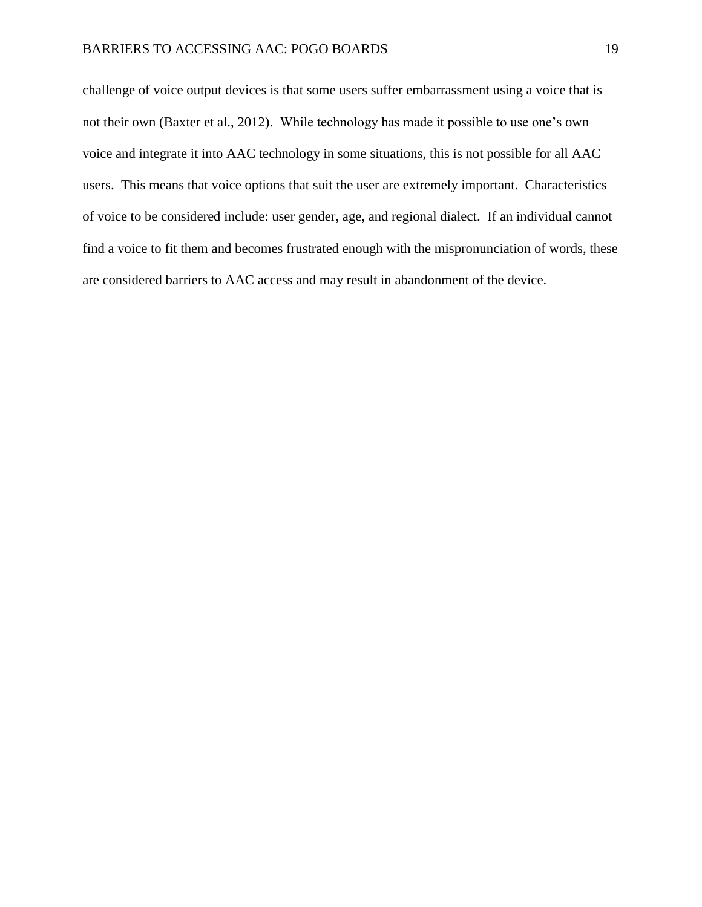challenge of voice output devices is that some users suffer embarrassment using a voice that is not their own (Baxter et al., 2012). While technology has made it possible to use one's own voice and integrate it into AAC technology in some situations, this is not possible for all AAC users. This means that voice options that suit the user are extremely important. Characteristics of voice to be considered include: user gender, age, and regional dialect. If an individual cannot find a voice to fit them and becomes frustrated enough with the mispronunciation of words, these are considered barriers to AAC access and may result in abandonment of the device.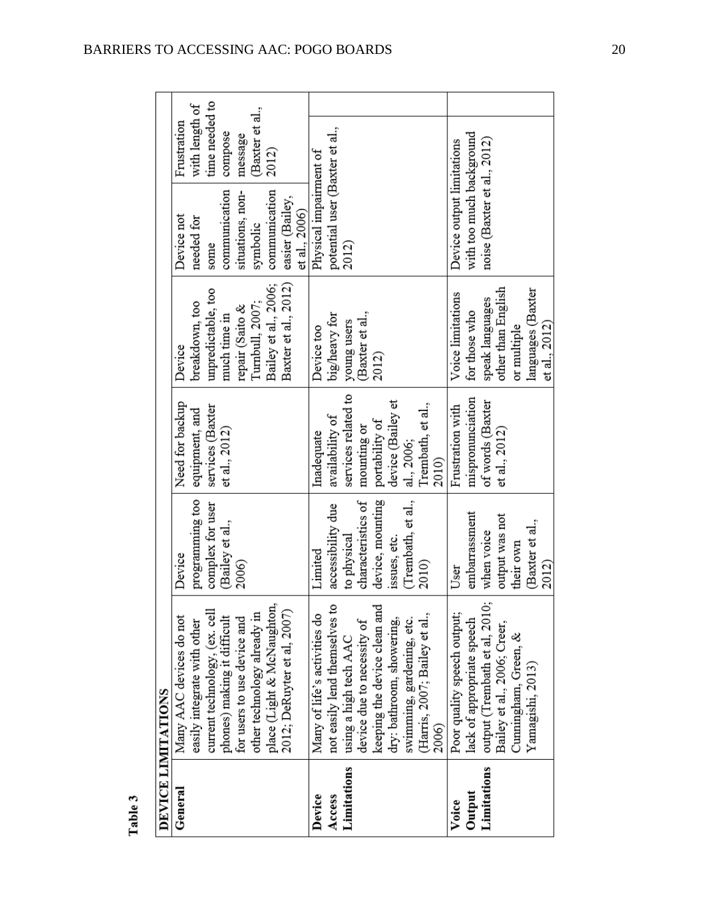**Table 3**

| DEVICE LIMITATIONS | | | | | | |
|---|---|---|---|---|---|---|
| **General** | Many AAC devices do not easily integrate with other current technology, (ex. cell phones) making it difficult for users to use device and other technology already in place (Light & McNaughton, 2012; DeRuyter et al, 2007) | Device programming too complex for user (Bailey et al., 2006) | Need for backup equipment, and services (Baxter et al., 2012) | Device breakdown, too unpredictable, too much time in repair (Saito & Turnbull, 2007; Bailey et al., 2006; Baxter et al., 2012) | Device not needed for some communication situations, non-symbolic communication easier (Bailey, et al., 2006) | Frustration with length of time needed to compose message (Baxter et al., 2012) |
| **Device Access Limitations** | Many of life's activities do not easily lend themselves to using a high tech AAC device due to necessity of keeping the device clean and dry: bathroom, showering, swimming, gardening, etc. (Harris, 2007; Bailey et al., 2006) | Limited accessibility due to physical characteristics of device, mounting issues, etc. (Trembath, et al., 2010) | Inadequate availability of services related to mounting or portability of device (Bailey et al., 2006; Trembath, et al., 2010) | Device too big/heavy for young users (Baxter et al., 2012) | Physical impairment of potential user (Baxter et al., 2012) | |
| **Voice Output Limitations** | Poor quality speech output; lack of appropriate speech output (Trembath et al, 2010; Bailey et al., 2006; Creer, Cunningham, Green, & Yamagishi, 2013) | User embarrassment when voice output was not their own (Baxter et al., 2012) | Frustration with mispronunciation of words (Baxter et al., 2012) | Voice limitations for those who speak languages other than English or multiple languages (Baxter et al., 2012) | Device output limitations with too much background noise (Baxter et al., 2012) | |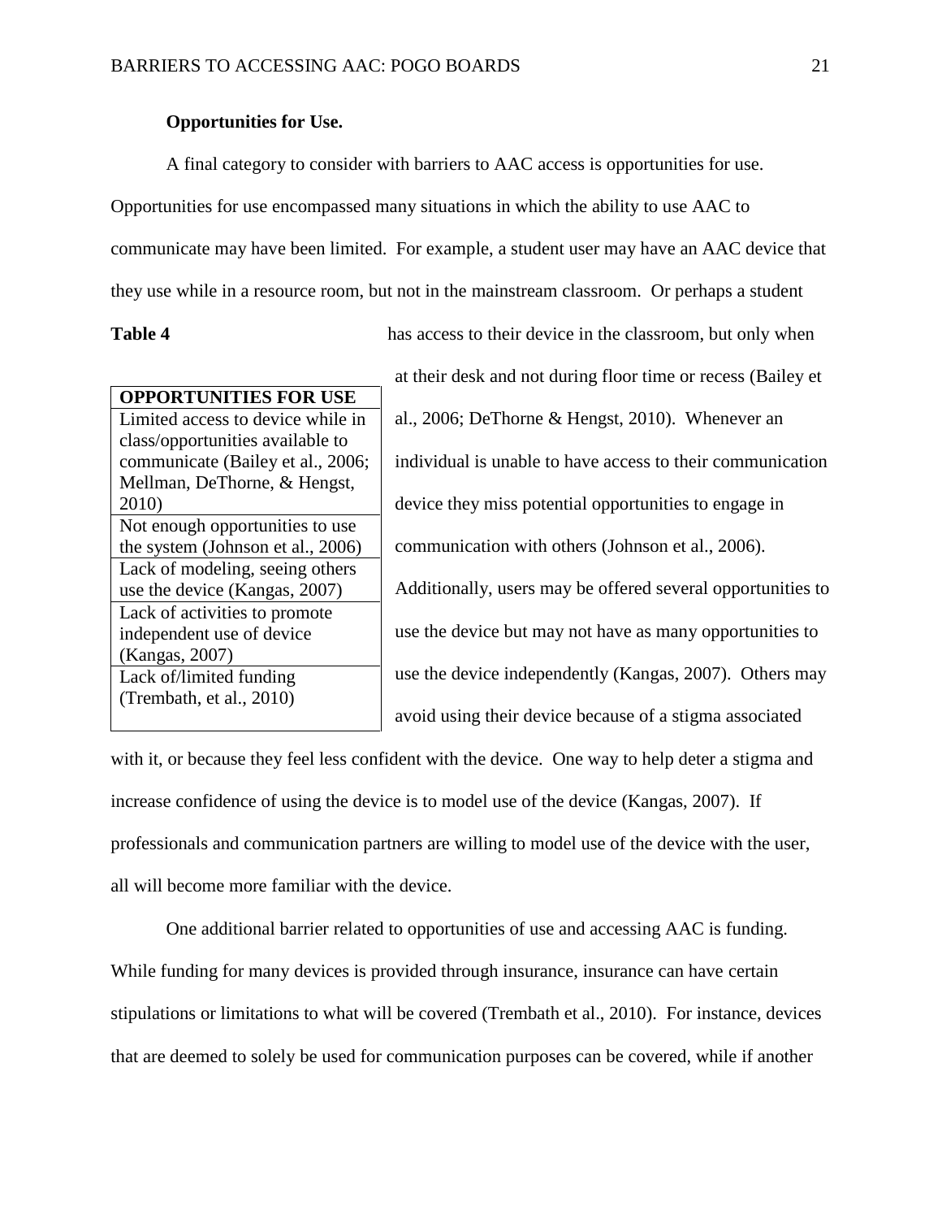**Opportunities for Use.**

A final category to consider with barriers to AAC access is opportunities for use. Opportunities for use encompassed many situations in which the ability to use AAC to communicate may have been limited. For example, a student user may have an AAC device that they use while in a resource room, but not in the mainstream classroom. Or perhaps a student has access to their device in the classroom, but only when at their desk and not during floor time or recess (Bailey et al., 2006; DeThorne & Hengst, 2010). Whenever an individual is unable to have access to their communication device they miss potential opportunities to engage in communication with others (Johnson et al., 2006). Additionally, users may be offered several opportunities to use the device but may not have as many opportunities to use the device independently (Kangas, 2007). Others may avoid using their device because of a stigma associated with it, or because they feel less confident with the device. One way to help deter a stigma and increase confidence of using the device is to model use of the device (Kangas, 2007). If professionals and communication partners are willing to model use of the device with the user, all will become more familiar with the device.

**Table 4**

| OPPORTUNITIES FOR USE |
|---|
| Limited access to device while in class/opportunities available to communicate (Bailey et al., 2006; Mellman, DeThorne, & Hengst, 2010) |
| Not enough opportunities to use the system (Johnson et al., 2006) |
| Lack of modeling, seeing others use the device (Kangas, 2007) |
| Lack of activities to promote independent use of device (Kangas, 2007) |
| Lack of/limited funding (Trembath, et al., 2010) |

One additional barrier related to opportunities of use and accessing AAC is funding. While funding for many devices is provided through insurance, insurance can have certain stipulations or limitations to what will be covered (Trembath et al., 2010). For instance, devices that are deemed to solely be used for communication purposes can be covered, while if another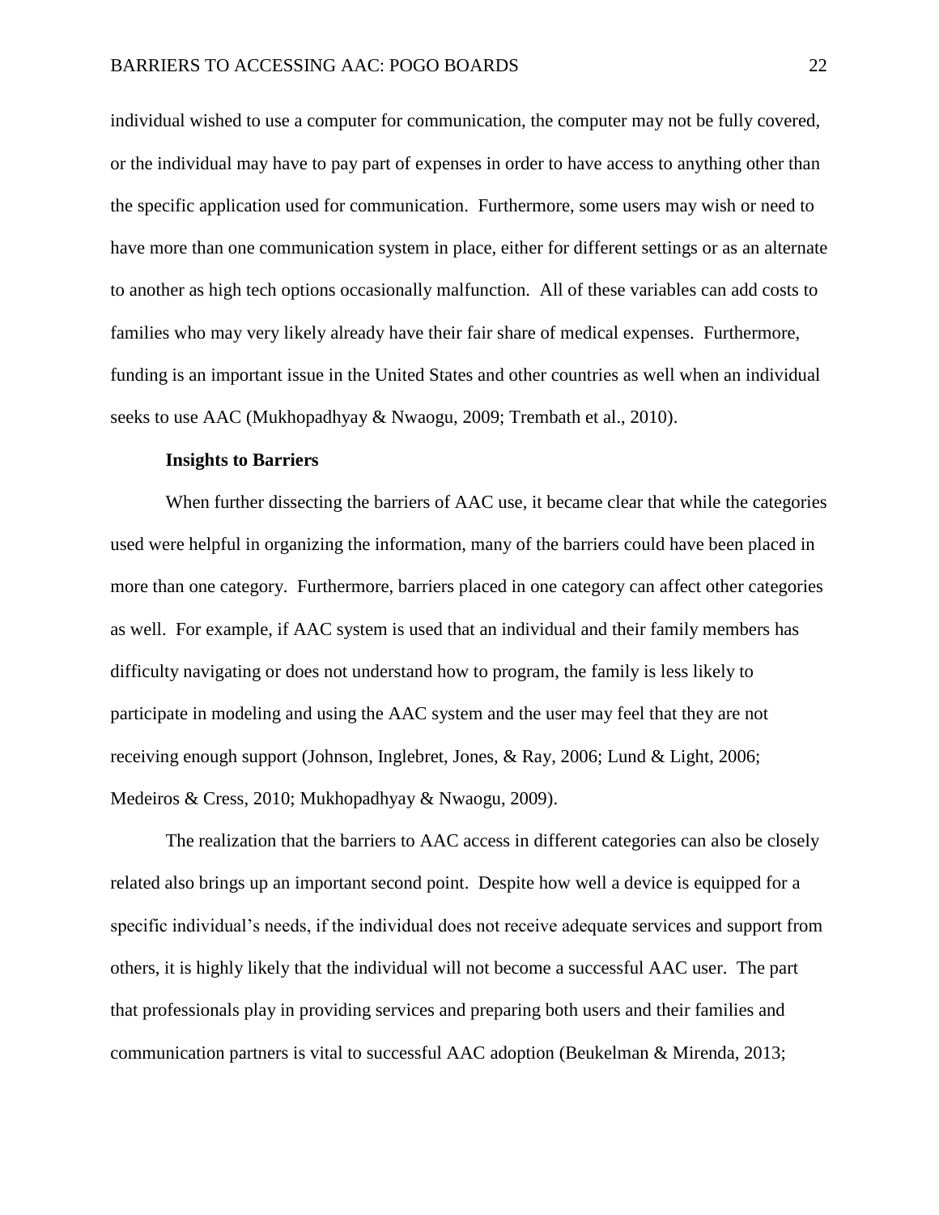individual wished to use a computer for communication, the computer may not be fully covered, or the individual may have to pay part of expenses in order to have access to anything other than the specific application used for communication. Furthermore, some users may wish or need to have more than one communication system in place, either for different settings or as an alternate to another as high tech options occasionally malfunction. All of these variables can add costs to families who may very likely already have their fair share of medical expenses. Furthermore, funding is an important issue in the United States and other countries as well when an individual seeks to use AAC (Mukhopadhyay & Nwaogu, 2009; Trembath et al., 2010).

### Insights to Barriers

When further dissecting the barriers of AAC use, it became clear that while the categories used were helpful in organizing the information, many of the barriers could have been placed in more than one category. Furthermore, barriers placed in one category can affect other categories as well. For example, if AAC system is used that an individual and their family members has difficulty navigating or does not understand how to program, the family is less likely to participate in modeling and using the AAC system and the user may feel that they are not receiving enough support (Johnson, Inglebret, Jones, & Ray, 2006; Lund & Light, 2006; Medeiros & Cress, 2010; Mukhopadhyay & Nwaogu, 2009).

The realization that the barriers to AAC access in different categories can also be closely related also brings up an important second point. Despite how well a device is equipped for a specific individual's needs, if the individual does not receive adequate services and support from others, it is highly likely that the individual will not become a successful AAC user. The part that professionals play in providing services and preparing both users and their families and communication partners is vital to successful AAC adoption (Beukelman & Mirenda, 2013;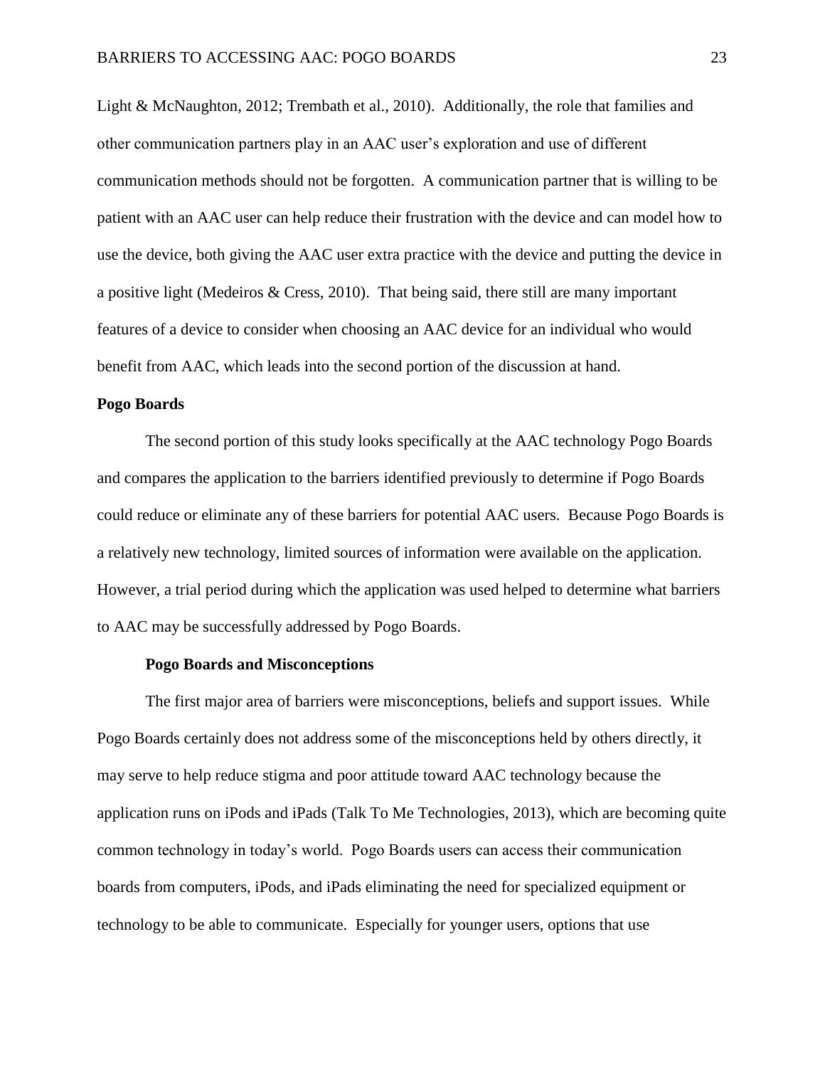Light & McNaughton, 2012; Trembath et al., 2010). Additionally, the role that families and other communication partners play in an AAC user's exploration and use of different communication methods should not be forgotten. A communication partner that is willing to be patient with an AAC user can help reduce their frustration with the device and can model how to use the device, both giving the AAC user extra practice with the device and putting the device in a positive light (Medeiros & Cress, 2010). That being said, there still are many important features of a device to consider when choosing an AAC device for an individual who would benefit from AAC, which leads into the second portion of the discussion at hand.

## Pogo Boards

The second portion of this study looks specifically at the AAC technology Pogo Boards and compares the application to the barriers identified previously to determine if Pogo Boards could reduce or eliminate any of these barriers for potential AAC users. Because Pogo Boards is a relatively new technology, limited sources of information were available on the application. However, a trial period during which the application was used helped to determine what barriers to AAC may be successfully addressed by Pogo Boards.

### Pogo Boards and Misconceptions

The first major area of barriers were misconceptions, beliefs and support issues. While Pogo Boards certainly does not address some of the misconceptions held by others directly, it may serve to help reduce stigma and poor attitude toward AAC technology because the application runs on iPods and iPads (Talk To Me Technologies, 2013), which are becoming quite common technology in today's world. Pogo Boards users can access their communication boards from computers, iPods, and iPads eliminating the need for specialized equipment or technology to be able to communicate. Especially for younger users, options that use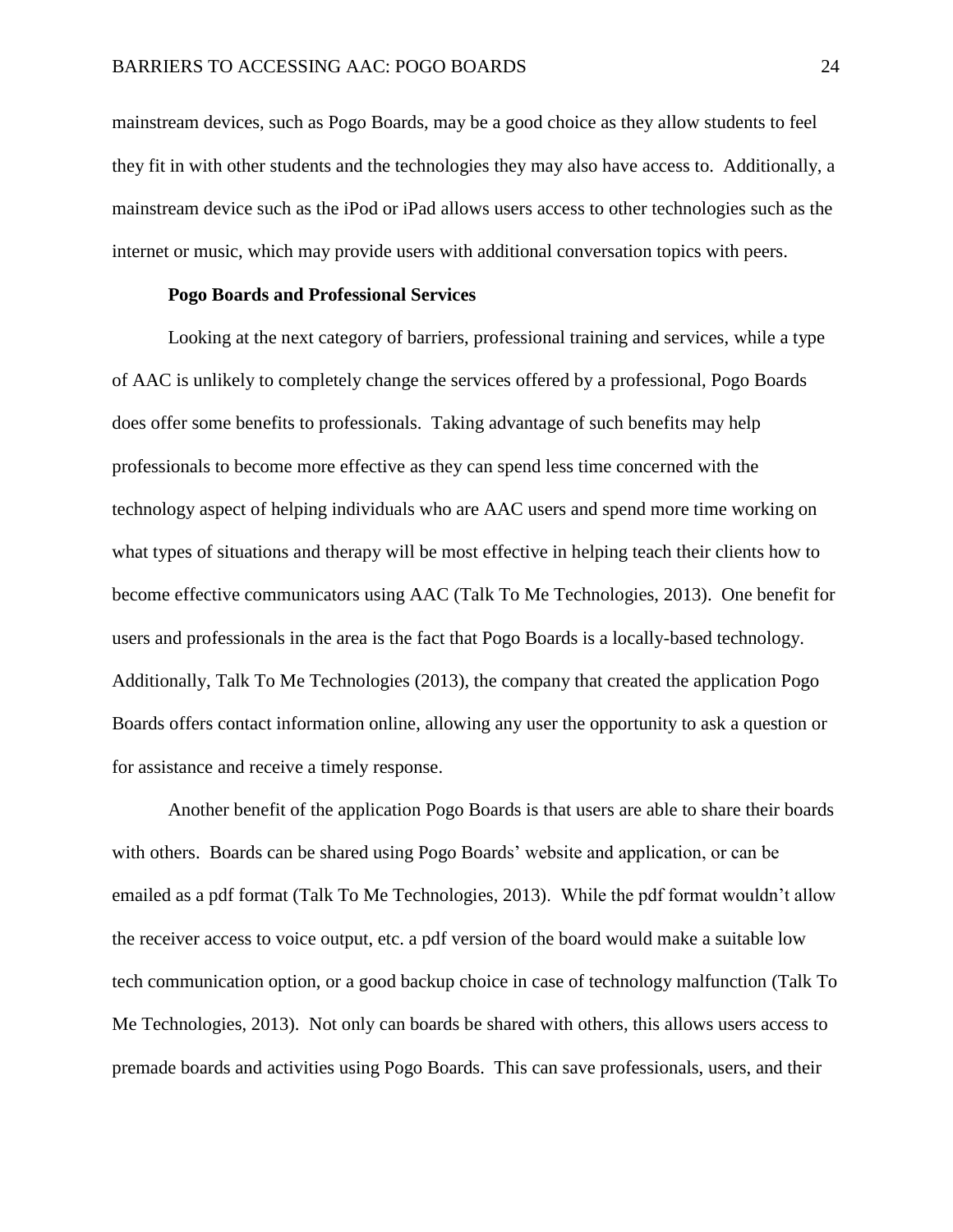mainstream devices, such as Pogo Boards, may be a good choice as they allow students to feel they fit in with other students and the technologies they may also have access to. Additionally, a mainstream device such as the iPod or iPad allows users access to other technologies such as the internet or music, which may provide users with additional conversation topics with peers.

**Pogo Boards and Professional Services**

Looking at the next category of barriers, professional training and services, while a type of AAC is unlikely to completely change the services offered by a professional, Pogo Boards does offer some benefits to professionals. Taking advantage of such benefits may help professionals to become more effective as they can spend less time concerned with the technology aspect of helping individuals who are AAC users and spend more time working on what types of situations and therapy will be most effective in helping teach their clients how to become effective communicators using AAC (Talk To Me Technologies, 2013). One benefit for users and professionals in the area is the fact that Pogo Boards is a locally-based technology. Additionally, Talk To Me Technologies (2013), the company that created the application Pogo Boards offers contact information online, allowing any user the opportunity to ask a question or for assistance and receive a timely response.

Another benefit of the application Pogo Boards is that users are able to share their boards with others. Boards can be shared using Pogo Boards' website and application, or can be emailed as a pdf format (Talk To Me Technologies, 2013). While the pdf format wouldn't allow the receiver access to voice output, etc. a pdf version of the board would make a suitable low tech communication option, or a good backup choice in case of technology malfunction (Talk To Me Technologies, 2013). Not only can boards be shared with others, this allows users access to premade boards and activities using Pogo Boards. This can save professionals, users, and their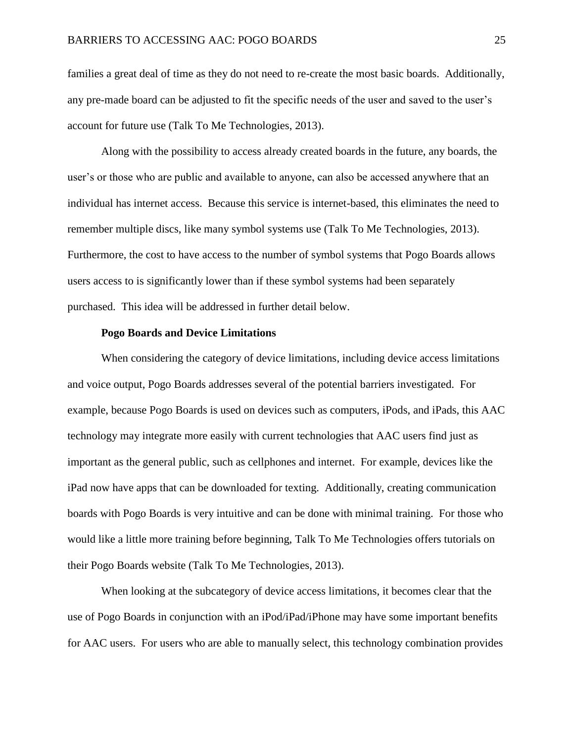families a great deal of time as they do not need to re-create the most basic boards. Additionally, any pre-made board can be adjusted to fit the specific needs of the user and saved to the user's account for future use (Talk To Me Technologies, 2013).

Along with the possibility to access already created boards in the future, any boards, the user's or those who are public and available to anyone, can also be accessed anywhere that an individual has internet access. Because this service is internet-based, this eliminates the need to remember multiple discs, like many symbol systems use (Talk To Me Technologies, 2013). Furthermore, the cost to have access to the number of symbol systems that Pogo Boards allows users access to is significantly lower than if these symbol systems had been separately purchased. This idea will be addressed in further detail below.

### Pogo Boards and Device Limitations

When considering the category of device limitations, including device access limitations and voice output, Pogo Boards addresses several of the potential barriers investigated. For example, because Pogo Boards is used on devices such as computers, iPods, and iPads, this AAC technology may integrate more easily with current technologies that AAC users find just as important as the general public, such as cellphones and internet. For example, devices like the iPad now have apps that can be downloaded for texting. Additionally, creating communication boards with Pogo Boards is very intuitive and can be done with minimal training. For those who would like a little more training before beginning, Talk To Me Technologies offers tutorials on their Pogo Boards website (Talk To Me Technologies, 2013).

When looking at the subcategory of device access limitations, it becomes clear that the use of Pogo Boards in conjunction with an iPod/iPad/iPhone may have some important benefits for AAC users. For users who are able to manually select, this technology combination provides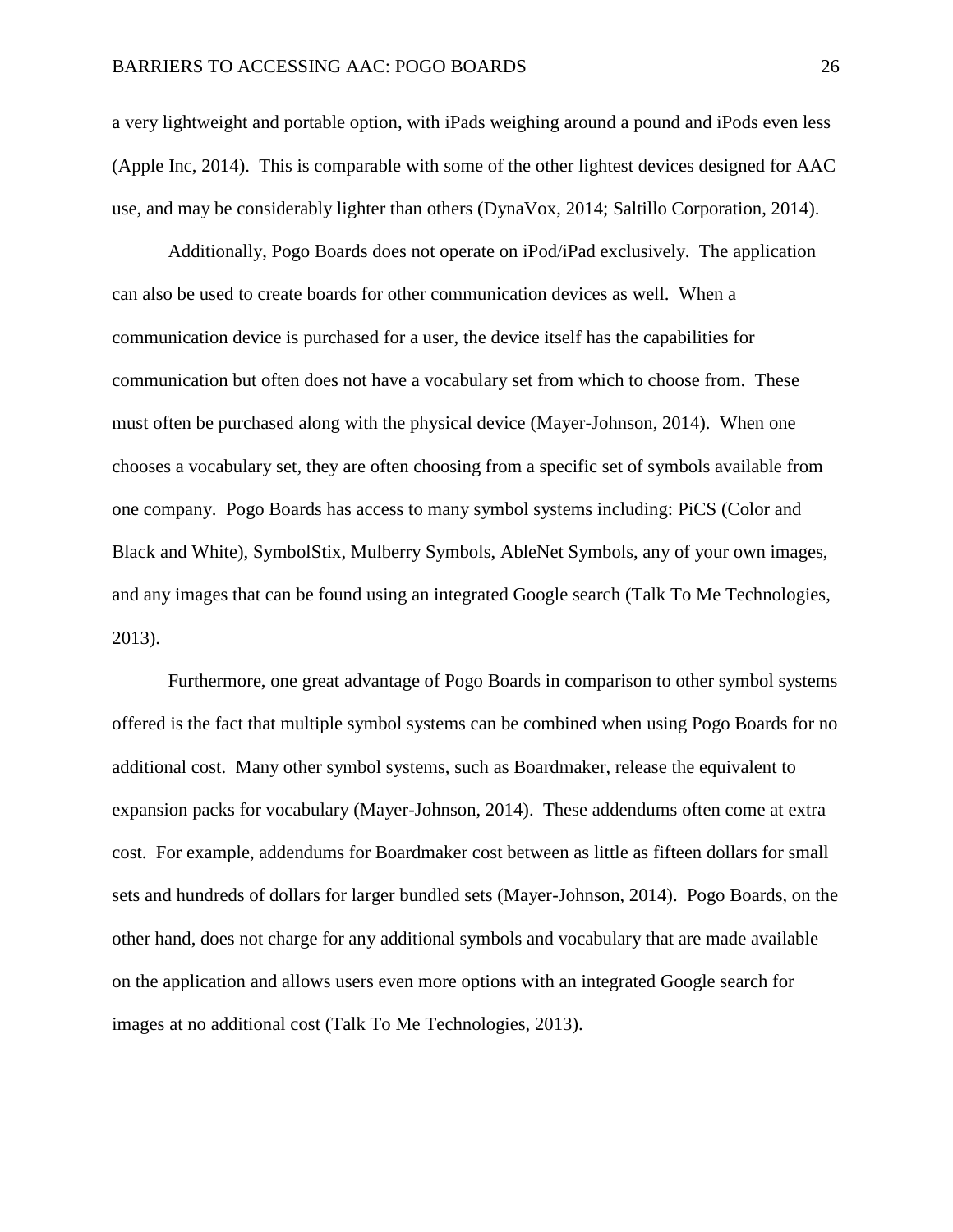a very lightweight and portable option, with iPads weighing around a pound and iPods even less (Apple Inc, 2014). This is comparable with some of the other lightest devices designed for AAC use, and may be considerably lighter than others (DynaVox, 2014; Saltillo Corporation, 2014).

Additionally, Pogo Boards does not operate on iPod/iPad exclusively. The application can also be used to create boards for other communication devices as well. When a communication device is purchased for a user, the device itself has the capabilities for communication but often does not have a vocabulary set from which to choose from. These must often be purchased along with the physical device (Mayer-Johnson, 2014). When one chooses a vocabulary set, they are often choosing from a specific set of symbols available from one company. Pogo Boards has access to many symbol systems including: PiCS (Color and Black and White), SymbolStix, Mulberry Symbols, AbleNet Symbols, any of your own images, and any images that can be found using an integrated Google search (Talk To Me Technologies, 2013).

Furthermore, one great advantage of Pogo Boards in comparison to other symbol systems offered is the fact that multiple symbol systems can be combined when using Pogo Boards for no additional cost. Many other symbol systems, such as Boardmaker, release the equivalent to expansion packs for vocabulary (Mayer-Johnson, 2014). These addendums often come at extra cost. For example, addendums for Boardmaker cost between as little as fifteen dollars for small sets and hundreds of dollars for larger bundled sets (Mayer-Johnson, 2014). Pogo Boards, on the other hand, does not charge for any additional symbols and vocabulary that are made available on the application and allows users even more options with an integrated Google search for images at no additional cost (Talk To Me Technologies, 2013).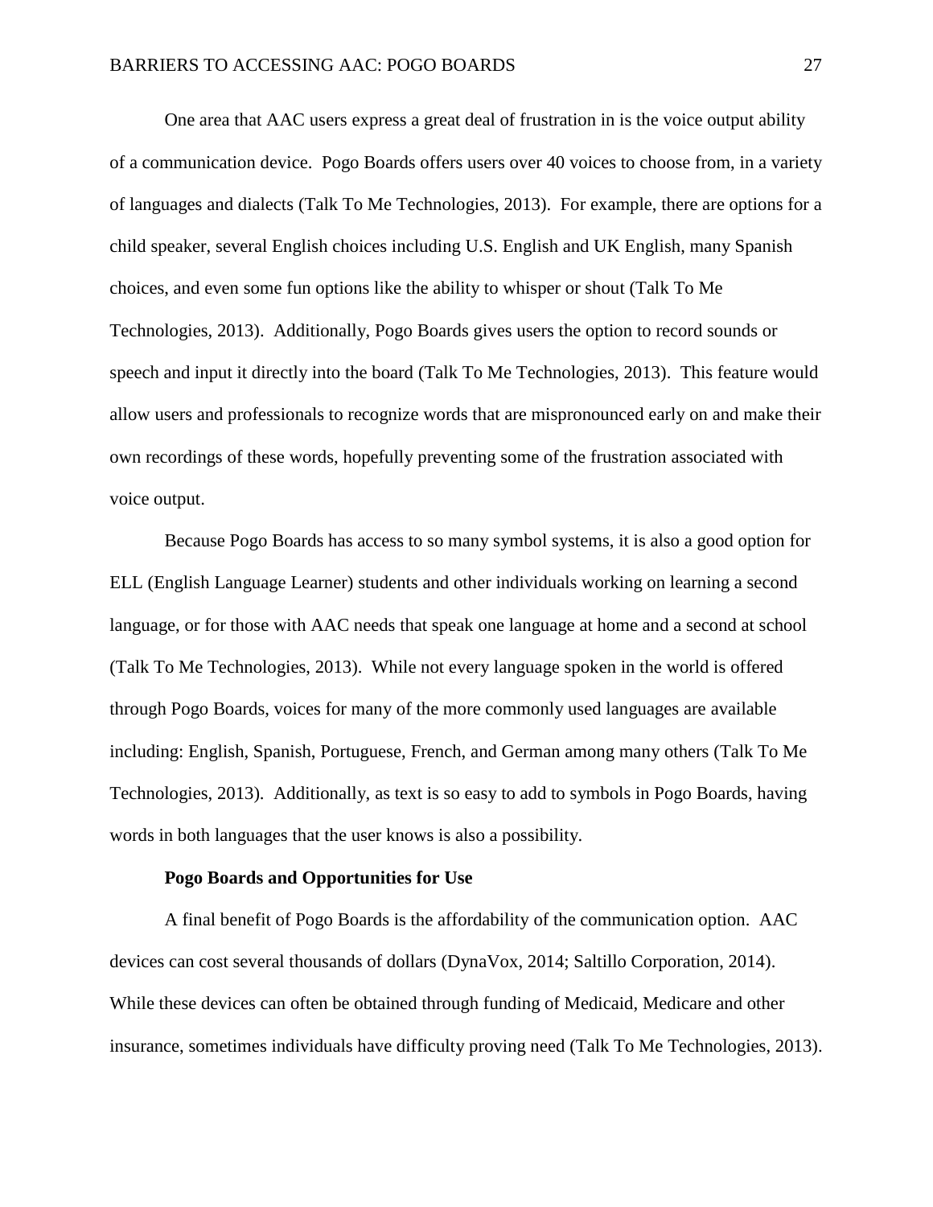One area that AAC users express a great deal of frustration in is the voice output ability of a communication device. Pogo Boards offers users over 40 voices to choose from, in a variety of languages and dialects (Talk To Me Technologies, 2013). For example, there are options for a child speaker, several English choices including U.S. English and UK English, many Spanish choices, and even some fun options like the ability to whisper or shout (Talk To Me Technologies, 2013). Additionally, Pogo Boards gives users the option to record sounds or speech and input it directly into the board (Talk To Me Technologies, 2013). This feature would allow users and professionals to recognize words that are mispronounced early on and make their own recordings of these words, hopefully preventing some of the frustration associated with voice output.

Because Pogo Boards has access to so many symbol systems, it is also a good option for ELL (English Language Learner) students and other individuals working on learning a second language, or for those with AAC needs that speak one language at home and a second at school (Talk To Me Technologies, 2013). While not every language spoken in the world is offered through Pogo Boards, voices for many of the more commonly used languages are available including: English, Spanish, Portuguese, French, and German among many others (Talk To Me Technologies, 2013). Additionally, as text is so easy to add to symbols in Pogo Boards, having words in both languages that the user knows is also a possibility.

### Pogo Boards and Opportunities for Use

A final benefit of Pogo Boards is the affordability of the communication option. AAC devices can cost several thousands of dollars (DynaVox, 2014; Saltillo Corporation, 2014). While these devices can often be obtained through funding of Medicaid, Medicare and other insurance, sometimes individuals have difficulty proving need (Talk To Me Technologies, 2013).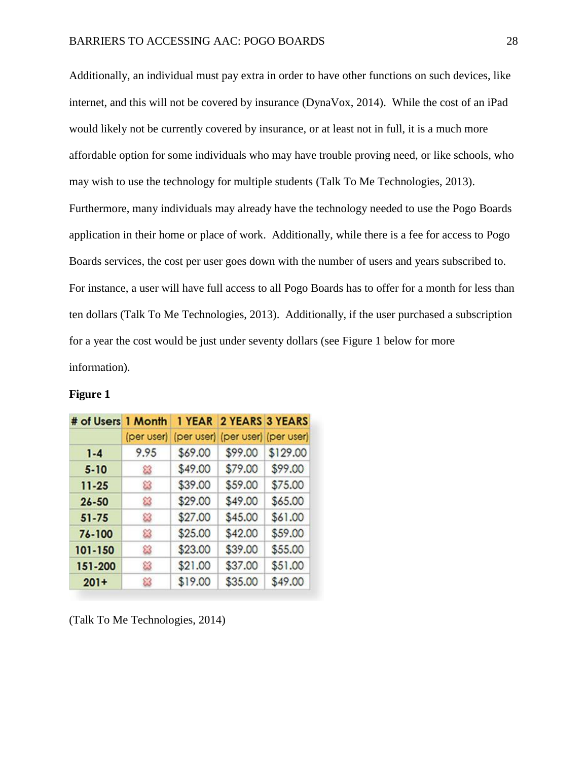Additionally, an individual must pay extra in order to have other functions on such devices, like internet, and this will not be covered by insurance (DynaVox, 2014). While the cost of an iPad would likely not be currently covered by insurance, or at least not in full, it is a much more affordable option for some individuals who may have trouble proving need, or like schools, who may wish to use the technology for multiple students (Talk To Me Technologies, 2013). Furthermore, many individuals may already have the technology needed to use the Pogo Boards application in their home or place of work. Additionally, while there is a fee for access to Pogo Boards services, the cost per user goes down with the number of users and years subscribed to. For instance, a user will have full access to all Pogo Boards has to offer for a month for less than ten dollars (Talk To Me Technologies, 2013). Additionally, if the user purchased a subscription for a year the cost would be just under seventy dollars (see Figure 1 below for more information).

**Figure 1**

| # of Users | 1 Month (per user) | 1 YEAR (per user) | 2 YEARS (per user) | 3 YEARS (per user) |
|---|---|---|---|---|
| 1-4 | 9.95 | $69.00 | $99.00 | $129.00 |
| 5-10 | ✗ | $49.00 | $79.00 | $99.00 |
| 11-25 | ✗ | $39.00 | $59.00 | $75.00 |
| 26-50 | ✗ | $29.00 | $49.00 | $65.00 |
| 51-75 | ✗ | $27.00 | $45.00 | $61.00 |
| 76-100 | ✗ | $25.00 | $42.00 | $59.00 |
| 101-150 | ✗ | $23.00 | $39.00 | $55.00 |
| 151-200 | ✗ | $21.00 | $37.00 | $51.00 |
| 201+ | ✗ | $19.00 | $35.00 | $49.00 |

(Talk To Me Technologies, 2014)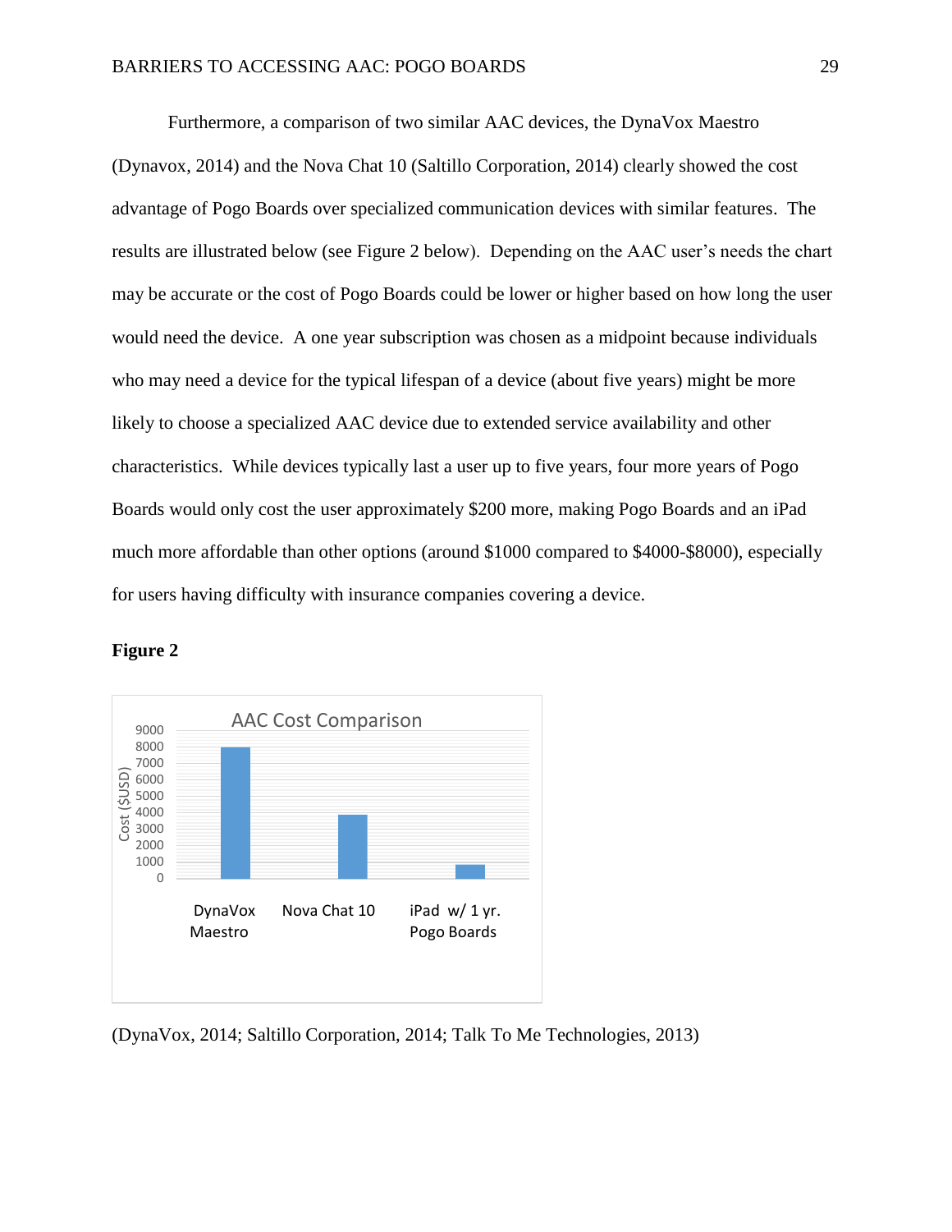Furthermore, a comparison of two similar AAC devices, the DynaVox Maestro (Dynavox, 2014) and the Nova Chat 10 (Saltillo Corporation, 2014) clearly showed the cost advantage of Pogo Boards over specialized communication devices with similar features. The results are illustrated below (see Figure 2 below). Depending on the AAC user's needs the chart may be accurate or the cost of Pogo Boards could be lower or higher based on how long the user would need the device. A one year subscription was chosen as a midpoint because individuals who may need a device for the typical lifespan of a device (about five years) might be more likely to choose a specialized AAC device due to extended service availability and other characteristics. While devices typically last a user up to five years, four more years of Pogo Boards would only cost the user approximately $200 more, making Pogo Boards and an iPad much more affordable than other options (around $1000 compared to $4000-$8000), especially for users having difficulty with insurance companies covering a device.

**Figure 2**

AAC Cost Comparison

| | Cost ($USD) |
|---|---|
| DynaVox Maestro | ~8000 |
| Nova Chat 10 | ~3900 |
| iPad w/ 1 yr. Pogo Boards | ~850 |

(DynaVox, 2014; Saltillo Corporation, 2014; Talk To Me Technologies, 2013)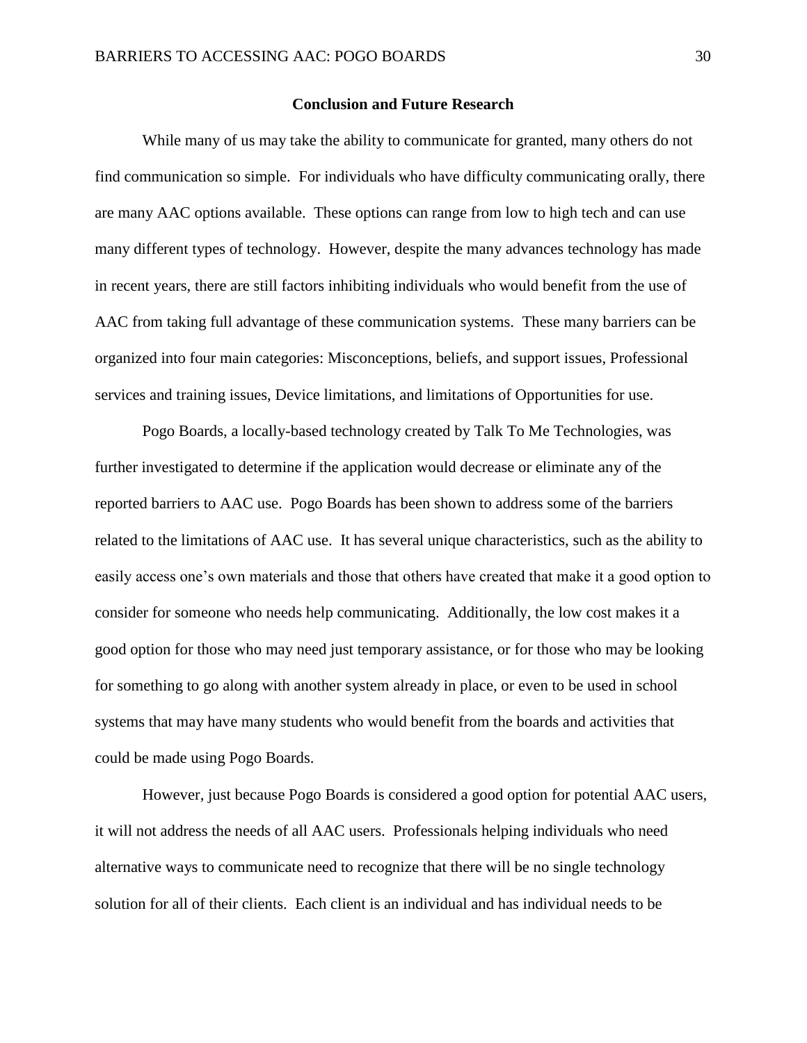## Conclusion and Future Research

While many of us may take the ability to communicate for granted, many others do not find communication so simple. For individuals who have difficulty communicating orally, there are many AAC options available. These options can range from low to high tech and can use many different types of technology. However, despite the many advances technology has made in recent years, there are still factors inhibiting individuals who would benefit from the use of AAC from taking full advantage of these communication systems. These many barriers can be organized into four main categories: Misconceptions, beliefs, and support issues, Professional services and training issues, Device limitations, and limitations of Opportunities for use.

Pogo Boards, a locally-based technology created by Talk To Me Technologies, was further investigated to determine if the application would decrease or eliminate any of the reported barriers to AAC use. Pogo Boards has been shown to address some of the barriers related to the limitations of AAC use. It has several unique characteristics, such as the ability to easily access one's own materials and those that others have created that make it a good option to consider for someone who needs help communicating. Additionally, the low cost makes it a good option for those who may need just temporary assistance, or for those who may be looking for something to go along with another system already in place, or even to be used in school systems that may have many students who would benefit from the boards and activities that could be made using Pogo Boards.

However, just because Pogo Boards is considered a good option for potential AAC users, it will not address the needs of all AAC users. Professionals helping individuals who need alternative ways to communicate need to recognize that there will be no single technology solution for all of their clients. Each client is an individual and has individual needs to be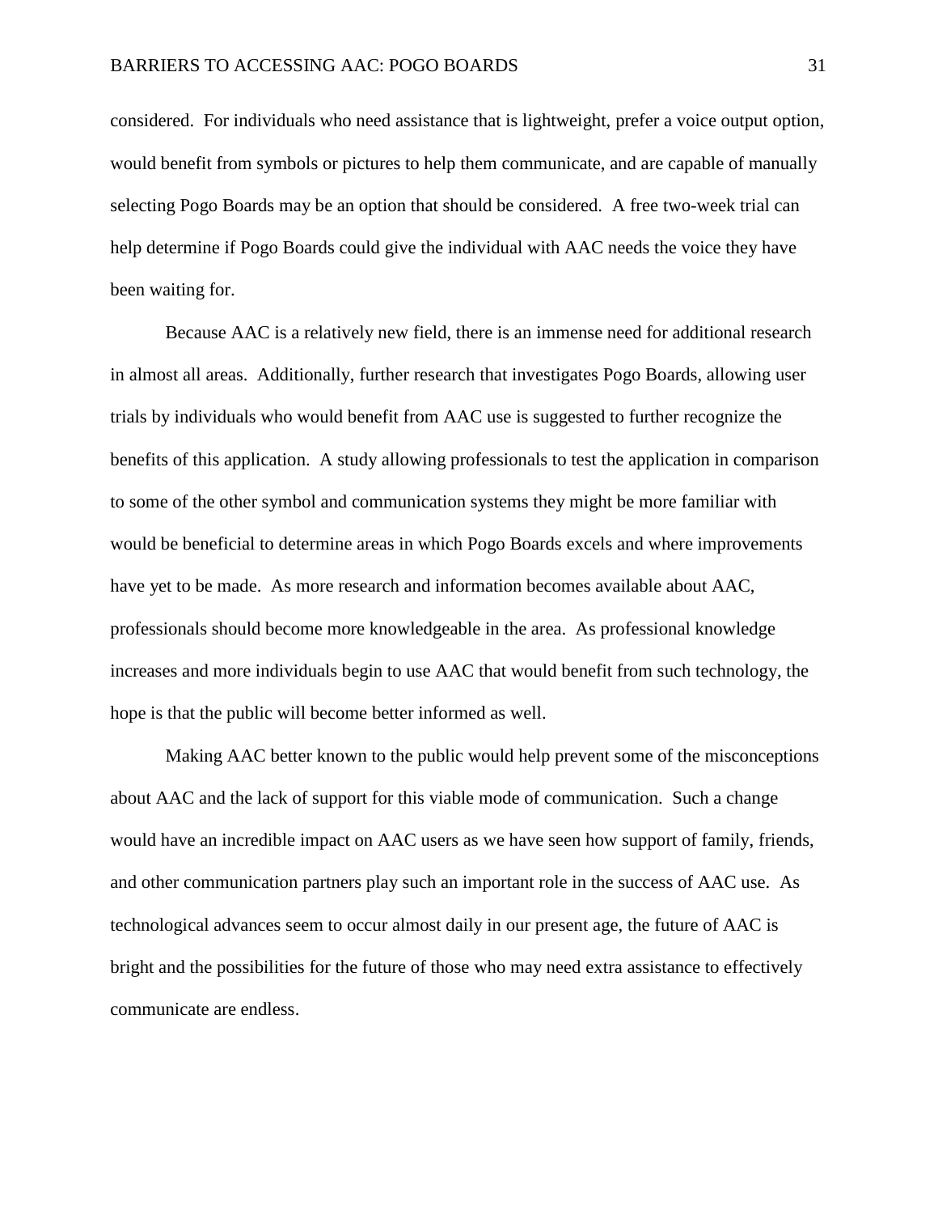considered. For individuals who need assistance that is lightweight, prefer a voice output option, would benefit from symbols or pictures to help them communicate, and are capable of manually selecting Pogo Boards may be an option that should be considered. A free two-week trial can help determine if Pogo Boards could give the individual with AAC needs the voice they have been waiting for.

Because AAC is a relatively new field, there is an immense need for additional research in almost all areas. Additionally, further research that investigates Pogo Boards, allowing user trials by individuals who would benefit from AAC use is suggested to further recognize the benefits of this application. A study allowing professionals to test the application in comparison to some of the other symbol and communication systems they might be more familiar with would be beneficial to determine areas in which Pogo Boards excels and where improvements have yet to be made. As more research and information becomes available about AAC, professionals should become more knowledgeable in the area. As professional knowledge increases and more individuals begin to use AAC that would benefit from such technology, the hope is that the public will become better informed as well.

Making AAC better known to the public would help prevent some of the misconceptions about AAC and the lack of support for this viable mode of communication. Such a change would have an incredible impact on AAC users as we have seen how support of family, friends, and other communication partners play such an important role in the success of AAC use. As technological advances seem to occur almost daily in our present age, the future of AAC is bright and the possibilities for the future of those who may need extra assistance to effectively communicate are endless.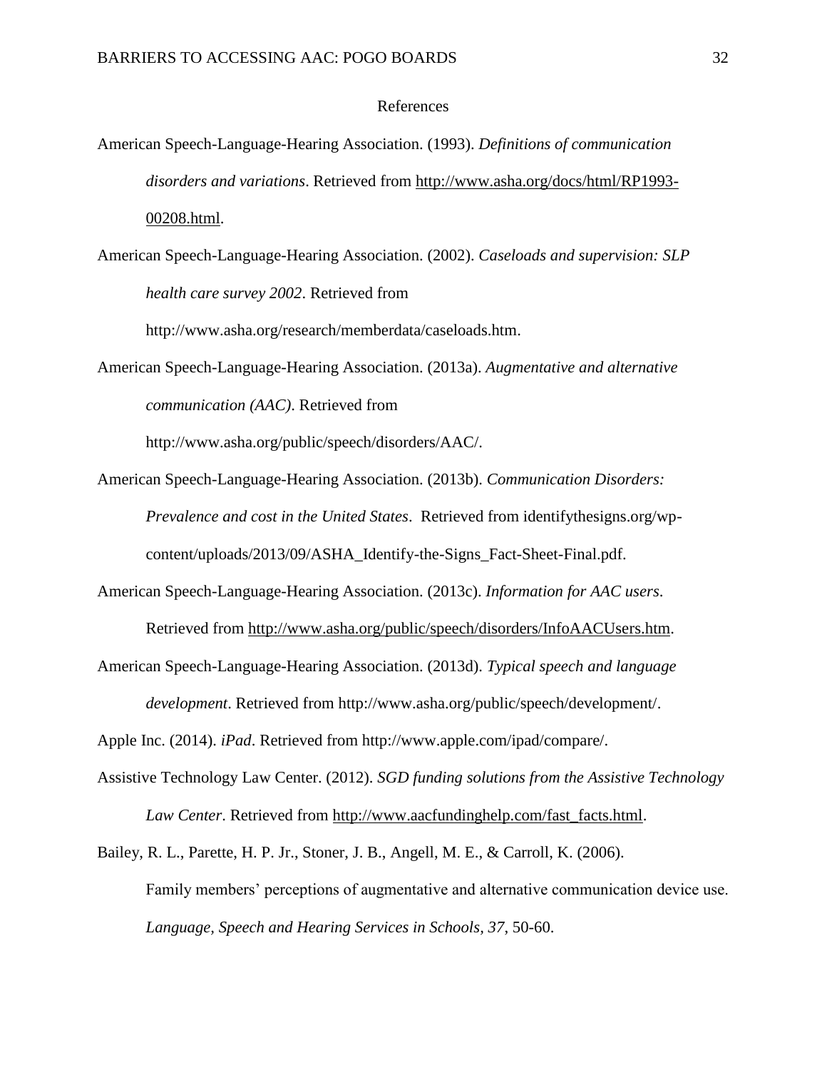# References

American Speech-Language-Hearing Association. (1993). *Definitions of communication disorders and variations*. Retrieved from http://www.asha.org/docs/html/RP1993-00208.html.

American Speech-Language-Hearing Association. (2002). *Caseloads and supervision: SLP health care survey 2002*. Retrieved from http://www.asha.org/research/memberdata/caseloads.htm.

American Speech-Language-Hearing Association. (2013a). *Augmentative and alternative communication (AAC)*. Retrieved from http://www.asha.org/public/speech/disorders/AAC/.

American Speech-Language-Hearing Association. (2013b). *Communication Disorders: Prevalence and cost in the United States*. Retrieved from identifythesigns.org/wp-content/uploads/2013/09/ASHA_Identify-the-Signs_Fact-Sheet-Final.pdf.

American Speech-Language-Hearing Association. (2013c). *Information for AAC users*. Retrieved from http://www.asha.org/public/speech/disorders/InfoAACUsers.htm.

American Speech-Language-Hearing Association. (2013d). *Typical speech and language development*. Retrieved from http://www.asha.org/public/speech/development/.

Apple Inc. (2014). *iPad*. Retrieved from http://www.apple.com/ipad/compare/.

Assistive Technology Law Center. (2012). *SGD funding solutions from the Assistive Technology Law Center*. Retrieved from http://www.aacfundinghelp.com/fast_facts.html.

Bailey, R. L., Parette, H. P. Jr., Stoner, J. B., Angell, M. E., & Carroll, K. (2006). Family members' perceptions of augmentative and alternative communication device use. *Language, Speech and Hearing Services in Schools, 37*, 50-60.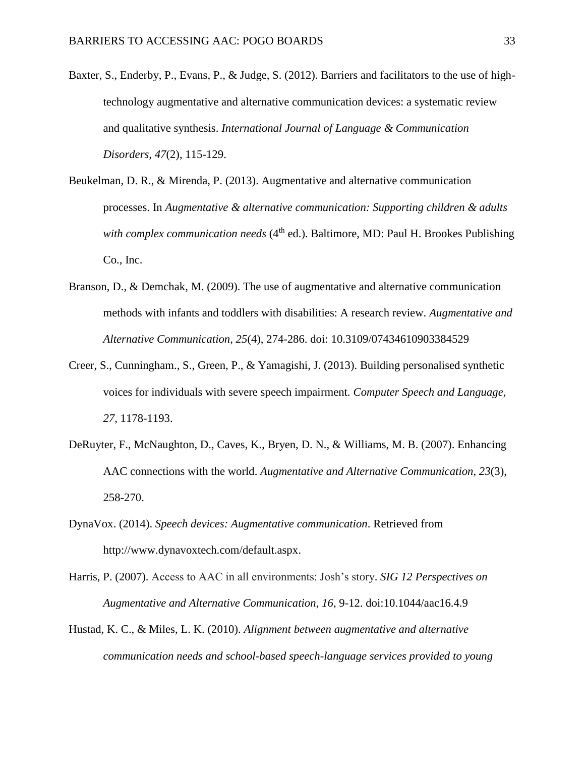Baxter, S., Enderby, P., Evans, P., & Judge, S. (2012). Barriers and facilitators to the use of high-technology augmentative and alternative communication devices: a systematic review and qualitative synthesis. *International Journal of Language & Communication Disorders*, *47*(2), 115-129.

Beukelman, D. R., & Mirenda, P. (2013). Augmentative and alternative communication processes. In *Augmentative & alternative communication: Supporting children & adults with complex communication needs* (4th ed.). Baltimore, MD: Paul H. Brookes Publishing Co., Inc.

Branson, D., & Demchak, M. (2009). The use of augmentative and alternative communication methods with infants and toddlers with disabilities: A research review. *Augmentative and Alternative Communication, 25*(4), 274-286. doi: 10.3109/07434610903384529

Creer, S., Cunningham., S., Green, P., & Yamagishi, J. (2013). Building personalised synthetic voices for individuals with severe speech impairment. *Computer Speech and Language, 27*, 1178-1193.

DeRuyter, F., McNaughton, D., Caves, K., Bryen, D. N., & Williams, M. B. (2007). Enhancing AAC connections with the world. *Augmentative and Alternative Communication*, *23*(3), 258-270.

DynaVox. (2014). *Speech devices: Augmentative communication*. Retrieved from http://www.dynavoxtech.com/default.aspx.

Harris, P. (2007). Access to AAC in all environments: Josh's story. *SIG 12 Perspectives on Augmentative and Alternative Communication, 16*, 9-12. doi:10.1044/aac16.4.9

Hustad, K. C., & Miles, L. K. (2010). *Alignment between augmentative and alternative communication needs and school-based speech-language services provided to young*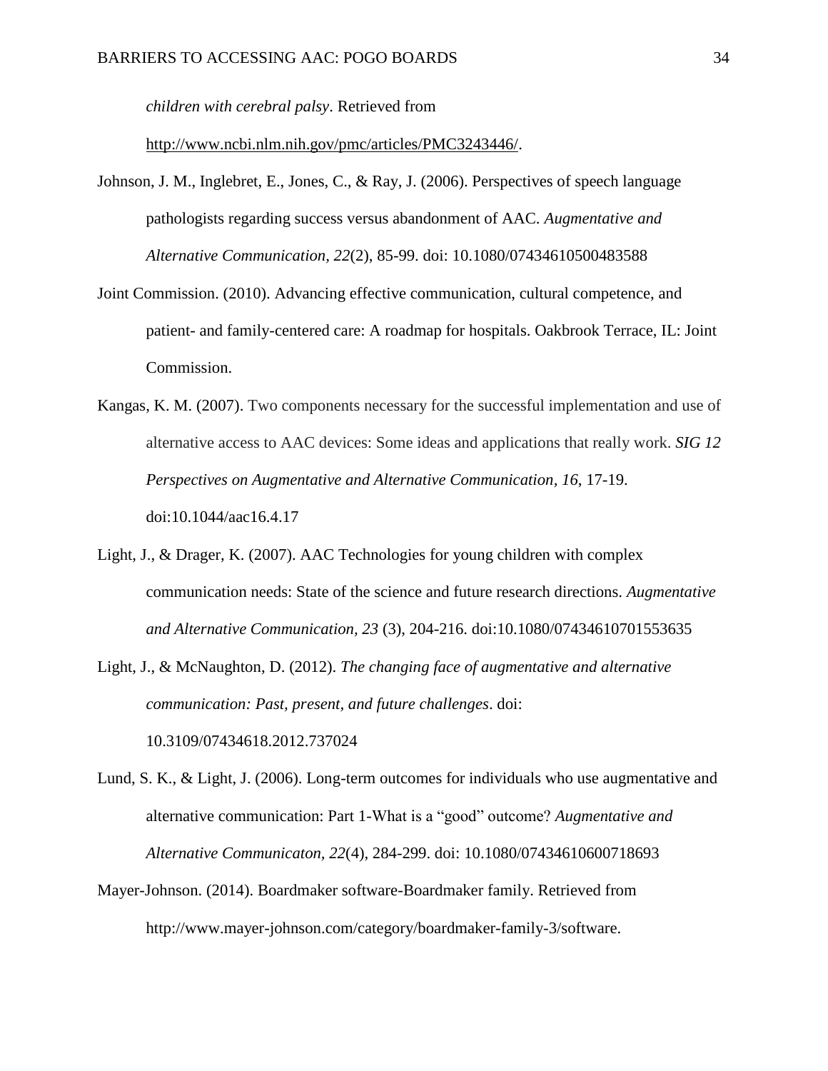*children with cerebral palsy*. Retrieved from http://www.ncbi.nlm.nih.gov/pmc/articles/PMC3243446/.

Johnson, J. M., Inglebret, E., Jones, C., & Ray, J. (2006). Perspectives of speech language pathologists regarding success versus abandonment of AAC. *Augmentative and Alternative Communication, 22*(2), 85-99. doi: 10.1080/07434610500483588

Joint Commission. (2010). Advancing effective communication, cultural competence, and patient- and family-centered care: A roadmap for hospitals. Oakbrook Terrace, IL: Joint Commission.

Kangas, K. M. (2007). Two components necessary for the successful implementation and use of alternative access to AAC devices: Some ideas and applications that really work. *SIG 12 Perspectives on Augmentative and Alternative Communication, 16*, 17-19. doi:10.1044/aac16.4.17

Light, J., & Drager, K. (2007). AAC Technologies for young children with complex communication needs: State of the science and future research directions. *Augmentative and Alternative Communication, 23* (3), 204-216. doi:10.1080/07434610701553635

Light, J., & McNaughton, D. (2012). *The changing face of augmentative and alternative communication: Past, present, and future challenges*. doi: 10.3109/07434618.2012.737024

Lund, S. K., & Light, J. (2006). Long-term outcomes for individuals who use augmentative and alternative communication: Part 1-What is a "good" outcome? *Augmentative and Alternative Communicaton, 22*(4), 284-299. doi: 10.1080/07434610600718693

Mayer-Johnson. (2014). Boardmaker software-Boardmaker family. Retrieved from http://www.mayer-johnson.com/category/boardmaker-family-3/software.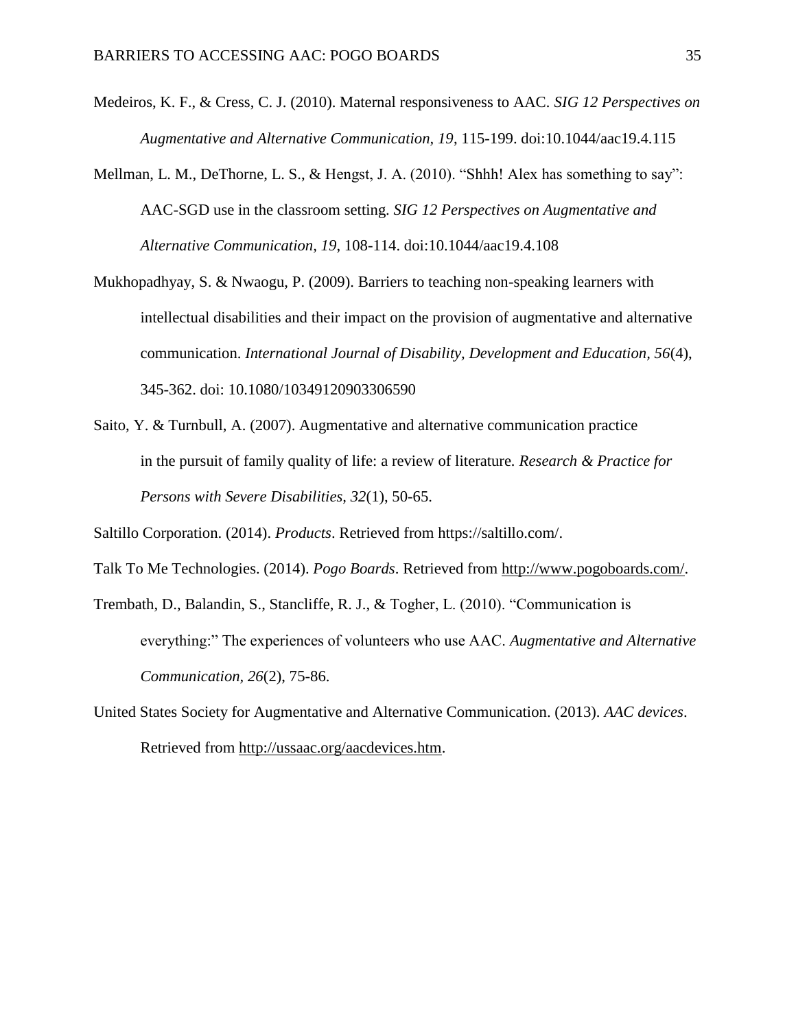Medeiros, K. F., & Cress, C. J. (2010). Maternal responsiveness to AAC. *SIG 12 Perspectives on Augmentative and Alternative Communication, 19*, 115-199. doi:10.1044/aac19.4.115

Mellman, L. M., DeThorne, L. S., & Hengst, J. A. (2010). "Shhh! Alex has something to say": AAC-SGD use in the classroom setting. *SIG 12 Perspectives on Augmentative and Alternative Communication, 19*, 108-114. doi:10.1044/aac19.4.108

Mukhopadhyay, S. & Nwaogu, P. (2009). Barriers to teaching non-speaking learners with intellectual disabilities and their impact on the provision of augmentative and alternative communication. *International Journal of Disability, Development and Education, 56*(4), 345-362. doi: 10.1080/10349120903306590

Saito, Y. & Turnbull, A. (2007). Augmentative and alternative communication practice in the pursuit of family quality of life: a review of literature. *Research & Practice for Persons with Severe Disabilities, 32*(1), 50-65.

Saltillo Corporation. (2014). *Products*. Retrieved from https://saltillo.com/.

Talk To Me Technologies. (2014). *Pogo Boards*. Retrieved from http://www.pogoboards.com/.

Trembath, D., Balandin, S., Stancliffe, R. J., & Togher, L. (2010). "Communication is everything:" The experiences of volunteers who use AAC. *Augmentative and Alternative Communication*, *26*(2), 75-86.

United States Society for Augmentative and Alternative Communication. (2013). *AAC devices*. Retrieved from http://ussaac.org/aacdevices.htm.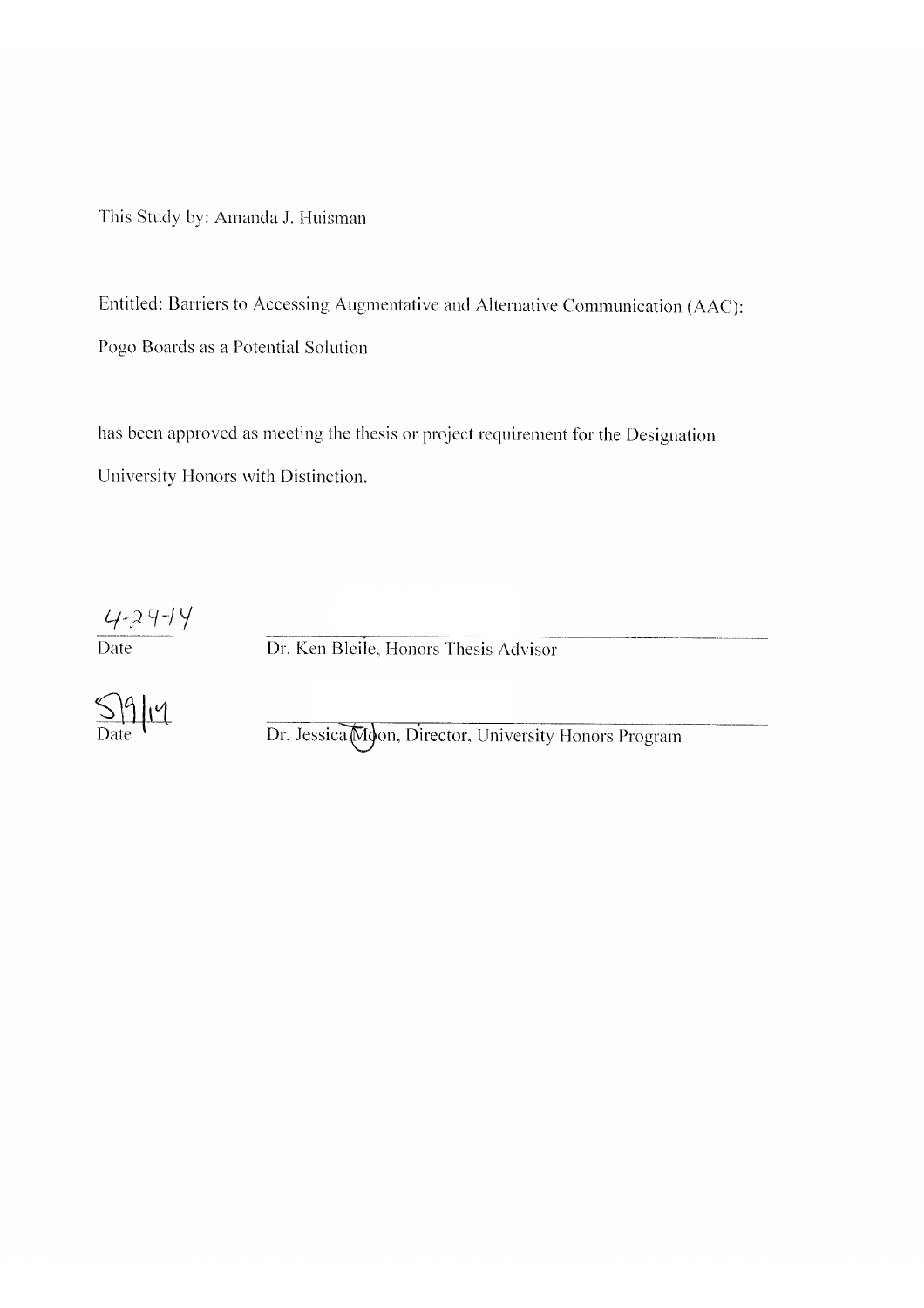This Study by: Amanda J. Huisman

Entitled: Barriers to Accessing Augmentative and Alternative Communication (AAC): Pogo Boards as a Potential Solution

has been approved as meeting the thesis or project requirement for the Designation University Honors with Distinction.

4-24-14
Date

Dr. Ken Bleile, Honors Thesis Advisor

5/9/14
Date

Dr. Jessica Moon, Director, University Honors Program